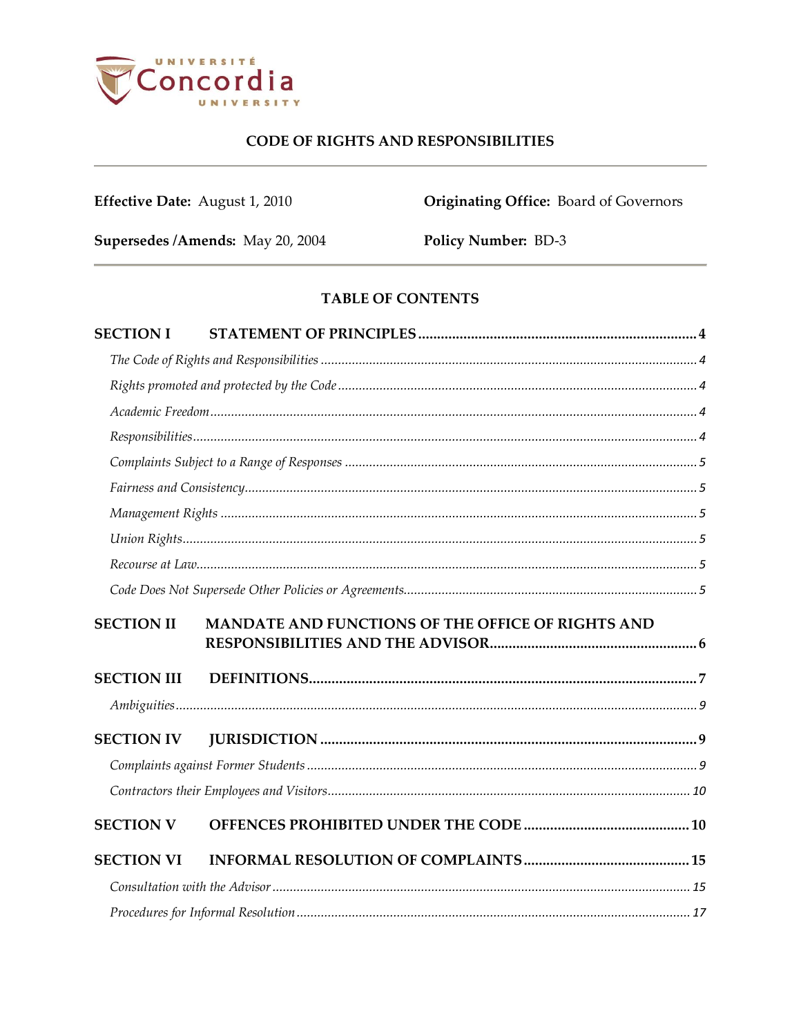UNIVERSITÉ Concordia UNIVERSITY

# CODE OF RIGHTS AND RESPONSIBILITIES

**Effective Date:** August 1, 2010

**Originating Office:** Board of Governors

**Supersedes /Amends:** May 20, 2004

**Policy Number:** BD-3

## TABLE OF CONTENTS

**SECTION I STATEMENT OF PRINCIPLES** ....... 4

*The Code of Rights and Responsibilities* ....... 4

*Rights promoted and protected by the Code* ....... 4

*Academic Freedom* ....... 4

*Responsibilities* ....... 4

*Complaints Subject to a Range of Responses* ....... 5

*Fairness and Consistency* ....... 5

*Management Rights* ....... 5

*Union Rights* ....... 5

*Recourse at Law* ....... 5

*Code Does Not Supersede Other Policies or Agreements* ....... 5

**SECTION II MANDATE AND FUNCTIONS OF THE OFFICE OF RIGHTS AND RESPONSIBILITIES AND THE ADVISOR** ....... 6

**SECTION III DEFINITIONS** ....... 7

*Ambiguities* ....... 9

**SECTION IV JURISDICTION** ....... 9

*Complaints against Former Students* ....... 9

*Contractors their Employees and Visitors* ....... 10

**SECTION V OFFENCES PROHIBITED UNDER THE CODE** ....... 10

**SECTION VI INFORMAL RESOLUTION OF COMPLAINTS** ....... 15

*Consultation with the Advisor* ....... 15

*Procedures for Informal Resolution* ....... 17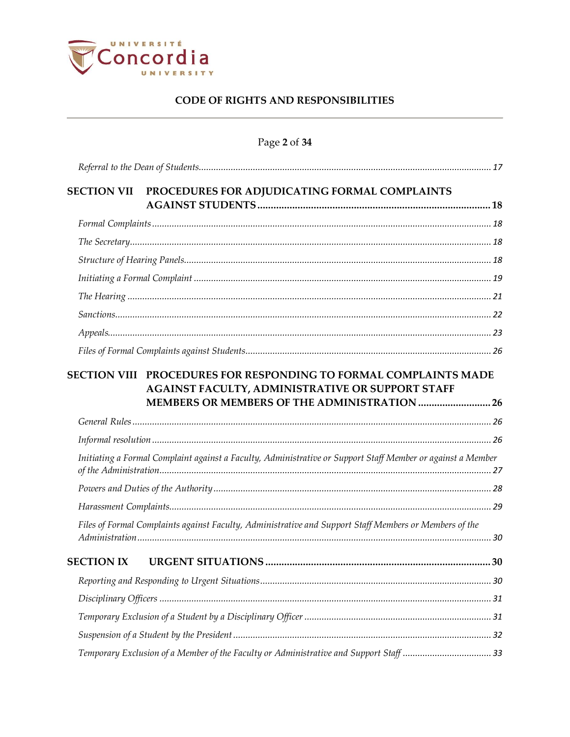*Referral to the Dean of Students* ........ 17

**SECTION VII PROCEDURES FOR ADJUDICATING FORMAL COMPLAINTS AGAINST STUDENTS** ........ **18**

*Formal Complaints* ........ 18

*The Secretary* ........ 18

*Structure of Hearing Panels* ........ 18

*Initiating a Formal Complaint* ........ 19

*The Hearing* ........ 21

*Sanctions* ........ 22

*Appeals* ........ 23

*Files of Formal Complaints against Students* ........ 26

**SECTION VIII PROCEDURES FOR RESPONDING TO FORMAL COMPLAINTS MADE AGAINST FACULTY, ADMINISTRATIVE OR SUPPORT STAFF MEMBERS OR MEMBERS OF THE ADMINISTRATION** ........ **26**

*General Rules* ........ 26

*Informal resolution* ........ 26

*Initiating a Formal Complaint against a Faculty, Administrative or Support Staff Member or against a Member of the Administration* ........ 27

*Powers and Duties of the Authority* ........ 28

*Harassment Complaints* ........ 29

*Files of Formal Complaints against Faculty, Administrative and Support Staff Members or Members of the Administration* ........ 30

**SECTION IX URGENT SITUATIONS** ........ **30**

*Reporting and Responding to Urgent Situations* ........ 30

*Disciplinary Officers* ........ 31

*Temporary Exclusion of a Student by a Disciplinary Officer* ........ 31

*Suspension of a Student by the President* ........ 32

*Temporary Exclusion of a Member of the Faculty or Administrative and Support Staff* ........ 33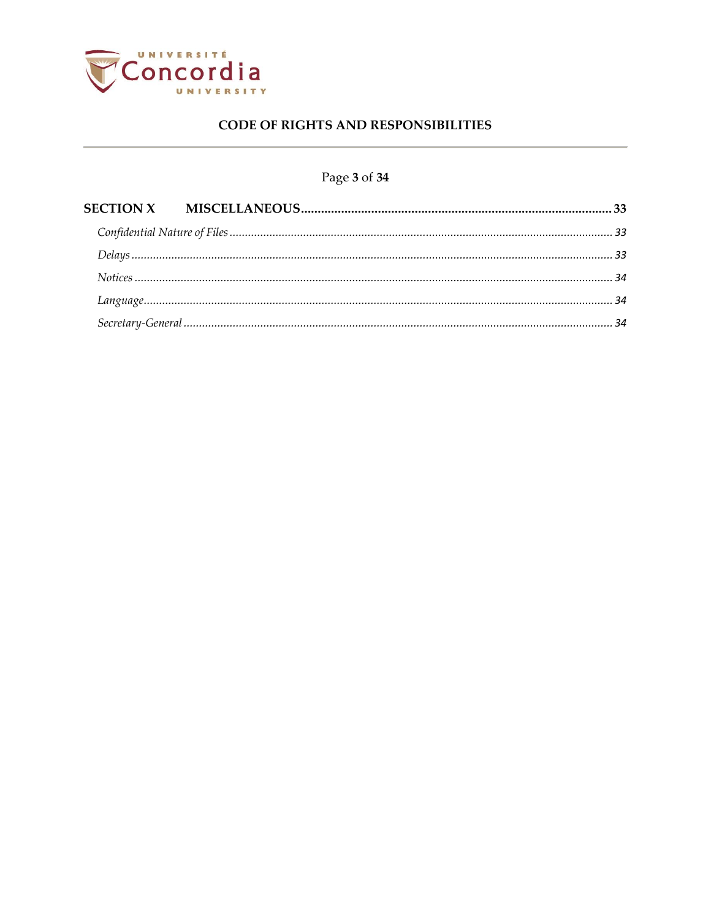**SECTION X MISCELLANEOUS** .......... 33

*Confidential Nature of Files* .......... 33

*Delays* .......... 33

*Notices* .......... 34

*Language* .......... 34

*Secretary-General* .......... 34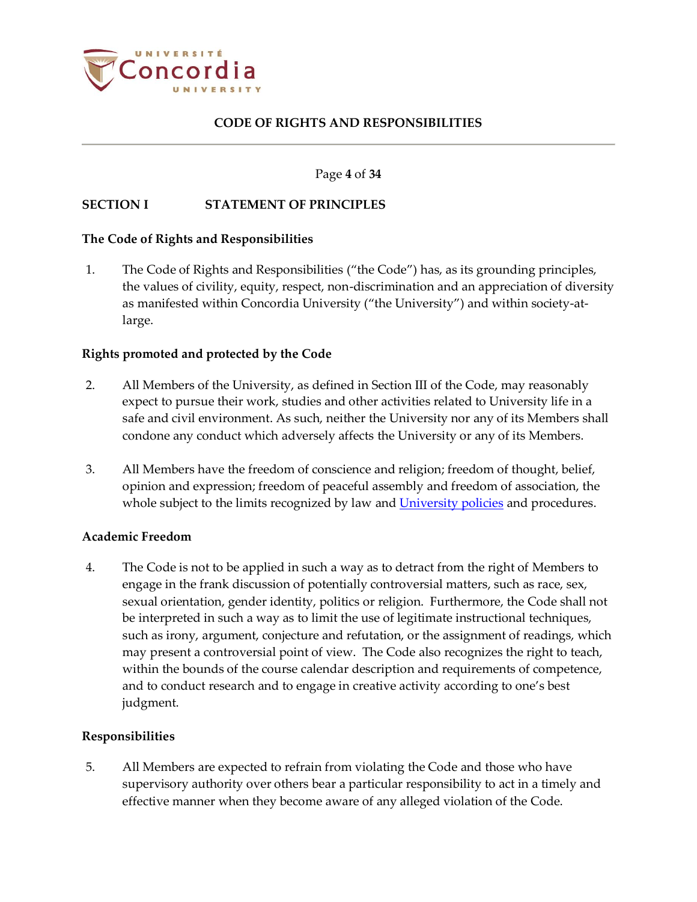## SECTION I STATEMENT OF PRINCIPLES

### The Code of Rights and Responsibilities

1. The Code of Rights and Responsibilities ("the Code") has, as its grounding principles, the values of civility, equity, respect, non-discrimination and an appreciation of diversity as manifested within Concordia University ("the University") and within society-at-large.

### Rights promoted and protected by the Code

2. All Members of the University, as defined in Section III of the Code, may reasonably expect to pursue their work, studies and other activities related to University life in a safe and civil environment. As such, neither the University nor any of its Members shall condone any conduct which adversely affects the University or any of its Members.

3. All Members have the freedom of conscience and religion; freedom of thought, belief, opinion and expression; freedom of peaceful assembly and freedom of association, the whole subject to the limits recognized by law and University policies and procedures.

### Academic Freedom

4. The Code is not to be applied in such a way as to detract from the right of Members to engage in the frank discussion of potentially controversial matters, such as race, sex, sexual orientation, gender identity, politics or religion. Furthermore, the Code shall not be interpreted in such a way as to limit the use of legitimate instructional techniques, such as irony, argument, conjecture and refutation, or the assignment of readings, which may present a controversial point of view. The Code also recognizes the right to teach, within the bounds of the course calendar description and requirements of competence, and to conduct research and to engage in creative activity according to one's best judgment.

### Responsibilities

5. All Members are expected to refrain from violating the Code and those who have supervisory authority over others bear a particular responsibility to act in a timely and effective manner when they become aware of any alleged violation of the Code.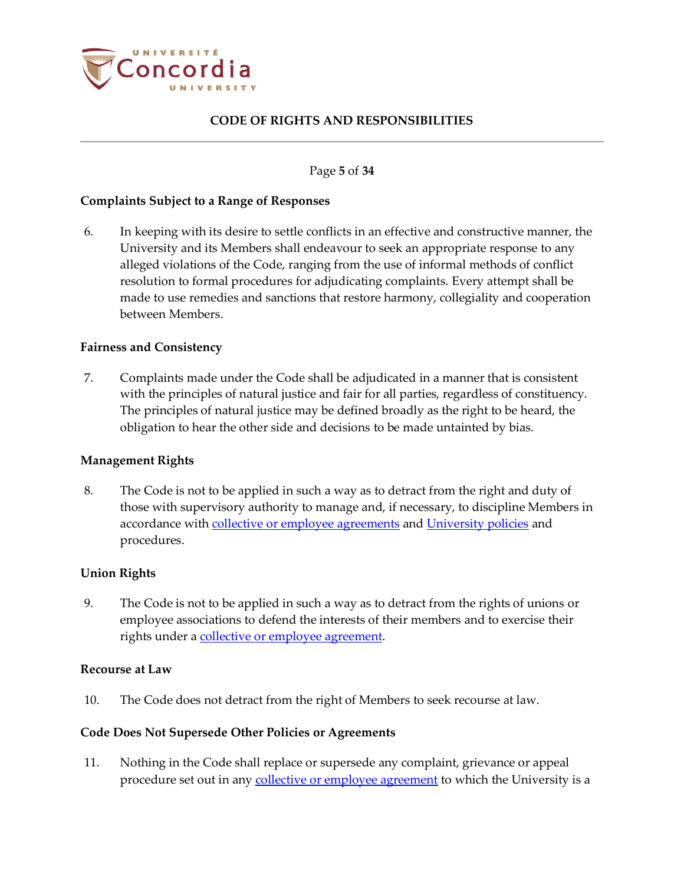### Complaints Subject to a Range of Responses

6. In keeping with its desire to settle conflicts in an effective and constructive manner, the University and its Members shall endeavour to seek an appropriate response to any alleged violations of the Code, ranging from the use of informal methods of conflict resolution to formal procedures for adjudicating complaints. Every attempt shall be made to use remedies and sanctions that restore harmony, collegiality and cooperation between Members.

### Fairness and Consistency

7. Complaints made under the Code shall be adjudicated in a manner that is consistent with the principles of natural justice and fair for all parties, regardless of constituency. The principles of natural justice may be defined broadly as the right to be heard, the obligation to hear the other side and decisions to be made untainted by bias.

### Management Rights

8. The Code is not to be applied in such a way as to detract from the right and duty of those with supervisory authority to manage and, if necessary, to discipline Members in accordance with collective or employee agreements and University policies and procedures.

### Union Rights

9. The Code is not to be applied in such a way as to detract from the rights of unions or employee associations to defend the interests of their members and to exercise their rights under a collective or employee agreement.

### Recourse at Law

10. The Code does not detract from the right of Members to seek recourse at law.

### Code Does Not Supersede Other Policies or Agreements

11. Nothing in the Code shall replace or supersede any complaint, grievance or appeal procedure set out in any collective or employee agreement to which the University is a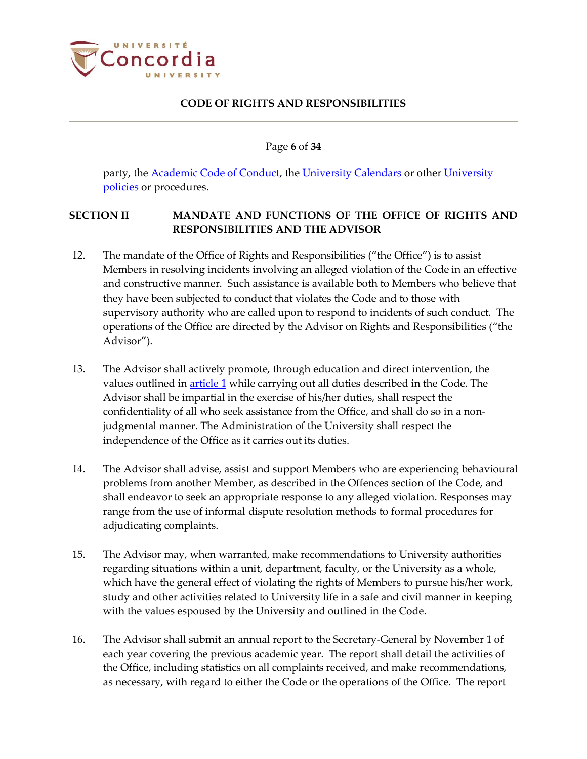party, the Academic Code of Conduct, the University Calendars or other University policies or procedures.

## SECTION II MANDATE AND FUNCTIONS OF THE OFFICE OF RIGHTS AND RESPONSIBILITIES AND THE ADVISOR

12. The mandate of the Office of Rights and Responsibilities ("the Office") is to assist Members in resolving incidents involving an alleged violation of the Code in an effective and constructive manner. Such assistance is available both to Members who believe that they have been subjected to conduct that violates the Code and to those with supervisory authority who are called upon to respond to incidents of such conduct. The operations of the Office are directed by the Advisor on Rights and Responsibilities ("the Advisor").

13. The Advisor shall actively promote, through education and direct intervention, the values outlined in article 1 while carrying out all duties described in the Code. The Advisor shall be impartial in the exercise of his/her duties, shall respect the confidentiality of all who seek assistance from the Office, and shall do so in a non-judgmental manner. The Administration of the University shall respect the independence of the Office as it carries out its duties.

14. The Advisor shall advise, assist and support Members who are experiencing behavioural problems from another Member, as described in the Offences section of the Code, and shall endeavor to seek an appropriate response to any alleged violation. Responses may range from the use of informal dispute resolution methods to formal procedures for adjudicating complaints.

15. The Advisor may, when warranted, make recommendations to University authorities regarding situations within a unit, department, faculty, or the University as a whole, which have the general effect of violating the rights of Members to pursue his/her work, study and other activities related to University life in a safe and civil manner in keeping with the values espoused by the University and outlined in the Code.

16. The Advisor shall submit an annual report to the Secretary-General by November 1 of each year covering the previous academic year. The report shall detail the activities of the Office, including statistics on all complaints received, and make recommendations, as necessary, with regard to either the Code or the operations of the Office. The report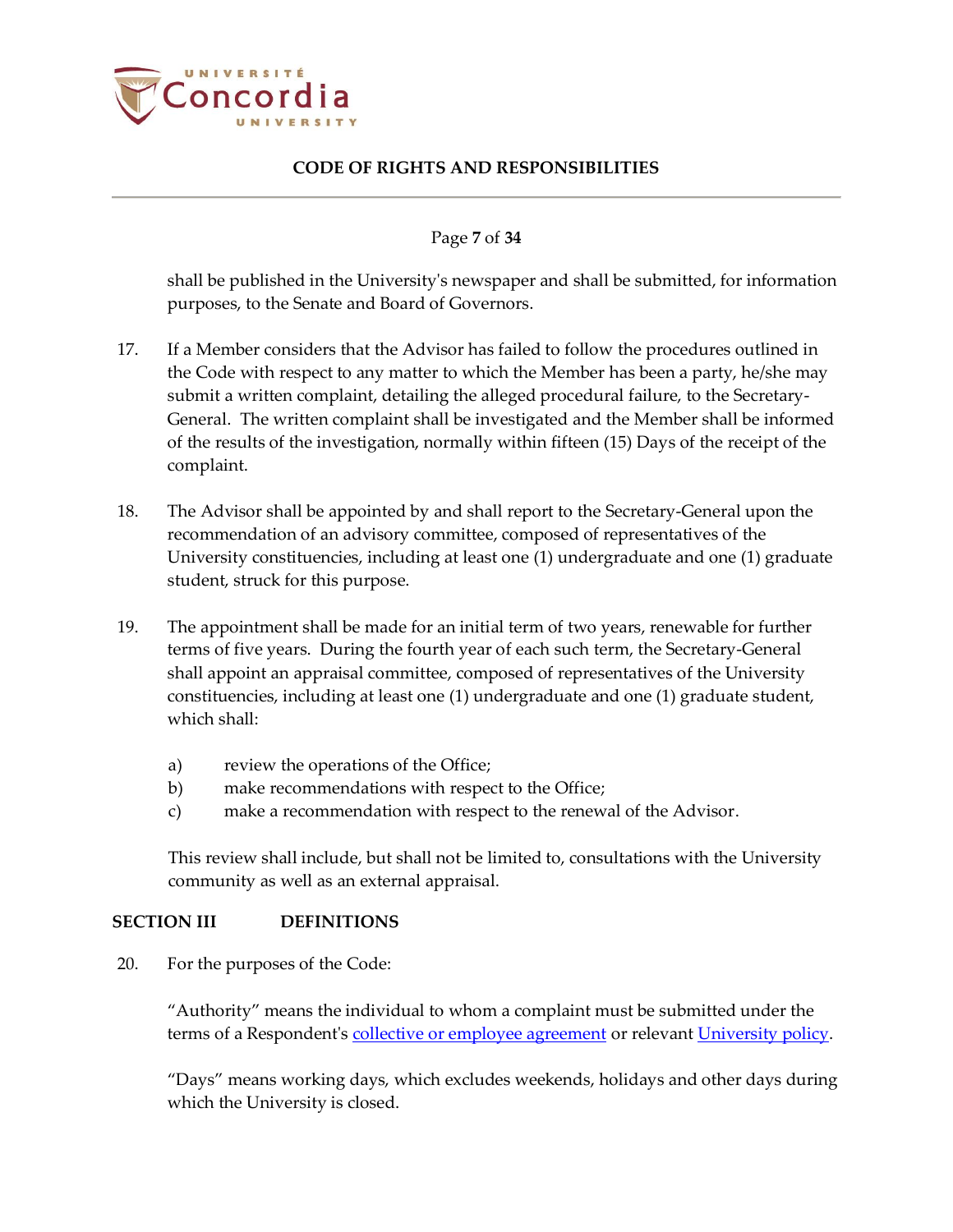shall be published in the University's newspaper and shall be submitted, for information purposes, to the Senate and Board of Governors.

17. If a Member considers that the Advisor has failed to follow the procedures outlined in the Code with respect to any matter to which the Member has been a party, he/she may submit a written complaint, detailing the alleged procedural failure, to the Secretary-General. The written complaint shall be investigated and the Member shall be informed of the results of the investigation, normally within fifteen (15) Days of the receipt of the complaint.

18. The Advisor shall be appointed by and shall report to the Secretary-General upon the recommendation of an advisory committee, composed of representatives of the University constituencies, including at least one (1) undergraduate and one (1) graduate student, struck for this purpose.

19. The appointment shall be made for an initial term of two years, renewable for further terms of five years. During the fourth year of each such term, the Secretary-General shall appoint an appraisal committee, composed of representatives of the University constituencies, including at least one (1) undergraduate and one (1) graduate student, which shall:

    a) review the operations of the Office;
    b) make recommendations with respect to the Office;
    c) make a recommendation with respect to the renewal of the Advisor.

    This review shall include, but shall not be limited to, consultations with the University community as well as an external appraisal.

## SECTION III DEFINITIONS

20. For the purposes of the Code:

    "Authority" means the individual to whom a complaint must be submitted under the terms of a Respondent's collective or employee agreement or relevant University policy.

    "Days" means working days, which excludes weekends, holidays and other days during which the University is closed.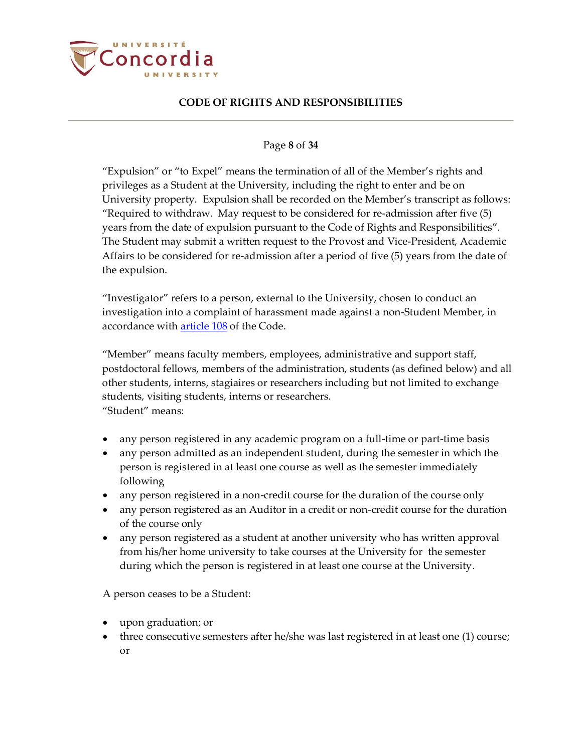"Expulsion" or "to Expel" means the termination of all of the Member's rights and privileges as a Student at the University, including the right to enter and be on University property. Expulsion shall be recorded on the Member's transcript as follows: "Required to withdraw. May request to be considered for re-admission after five (5) years from the date of expulsion pursuant to the Code of Rights and Responsibilities". The Student may submit a written request to the Provost and Vice-President, Academic Affairs to be considered for re-admission after a period of five (5) years from the date of the expulsion.

"Investigator" refers to a person, external to the University, chosen to conduct an investigation into a complaint of harassment made against a non-Student Member, in accordance with article 108 of the Code.

"Member" means faculty members, employees, administrative and support staff, postdoctoral fellows, members of the administration, students (as defined below) and all other students, interns, stagiaires or researchers including but not limited to exchange students, visiting students, interns or researchers.

"Student" means:

- any person registered in any academic program on a full-time or part-time basis
- any person admitted as an independent student, during the semester in which the person is registered in at least one course as well as the semester immediately following
- any person registered in a non-credit course for the duration of the course only
- any person registered as an Auditor in a credit or non-credit course for the duration of the course only
- any person registered as a student at another university who has written approval from his/her home university to take courses at the University for the semester during which the person is registered in at least one course at the University.

A person ceases to be a Student:

- upon graduation; or
- three consecutive semesters after he/she was last registered in at least one (1) course; or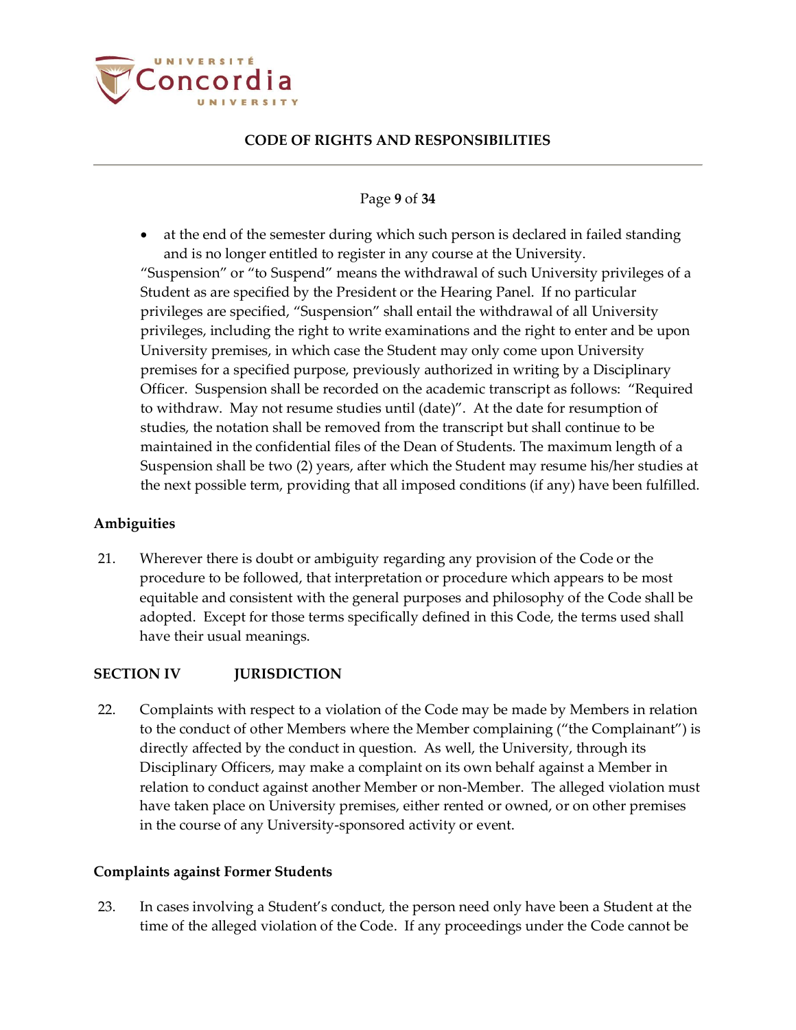- at the end of the semester during which such person is declared in failed standing and is no longer entitled to register in any course at the University.

"Suspension" or "to Suspend" means the withdrawal of such University privileges of a Student as are specified by the President or the Hearing Panel. If no particular privileges are specified, "Suspension" shall entail the withdrawal of all University privileges, including the right to write examinations and the right to enter and be upon University premises, in which case the Student may only come upon University premises for a specified purpose, previously authorized in writing by a Disciplinary Officer. Suspension shall be recorded on the academic transcript as follows: "Required to withdraw. May not resume studies until (date)". At the date for resumption of studies, the notation shall be removed from the transcript but shall continue to be maintained in the confidential files of the Dean of Students. The maximum length of a Suspension shall be two (2) years, after which the Student may resume his/her studies at the next possible term, providing that all imposed conditions (if any) have been fulfilled.

### Ambiguities

21. Wherever there is doubt or ambiguity regarding any provision of the Code or the procedure to be followed, that interpretation or procedure which appears to be most equitable and consistent with the general purposes and philosophy of the Code shall be adopted. Except for those terms specifically defined in this Code, the terms used shall have their usual meanings.

## SECTION IV JURISDICTION

22. Complaints with respect to a violation of the Code may be made by Members in relation to the conduct of other Members where the Member complaining ("the Complainant") is directly affected by the conduct in question. As well, the University, through its Disciplinary Officers, may make a complaint on its own behalf against a Member in relation to conduct against another Member or non-Member. The alleged violation must have taken place on University premises, either rented or owned, or on other premises in the course of any University-sponsored activity or event.

### Complaints against Former Students

23. In cases involving a Student's conduct, the person need only have been a Student at the time of the alleged violation of the Code. If any proceedings under the Code cannot be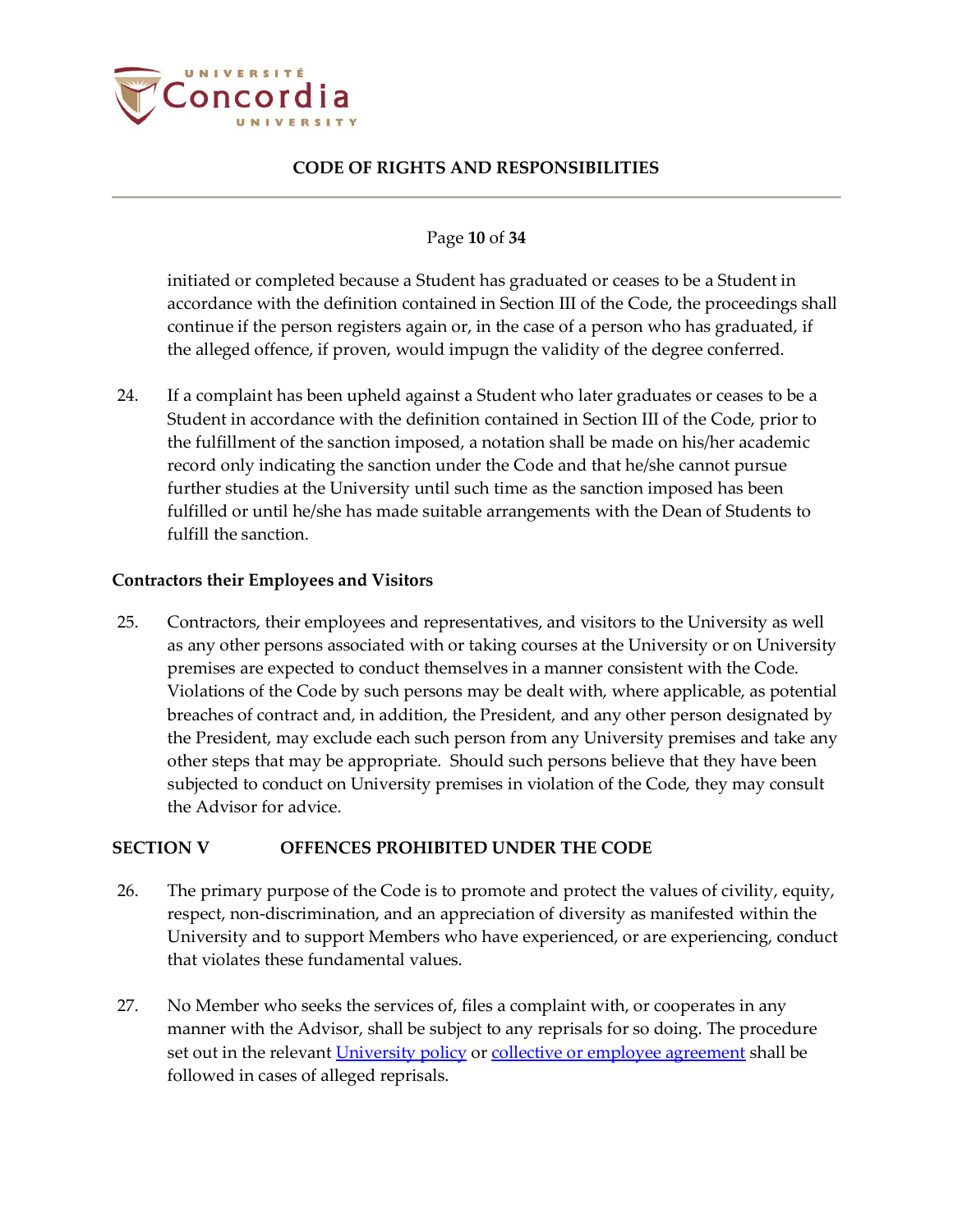initiated or completed because a Student has graduated or ceases to be a Student in accordance with the definition contained in Section III of the Code, the proceedings shall continue if the person registers again or, in the case of a person who has graduated, if the alleged offence, if proven, would impugn the validity of the degree conferred.

24. If a complaint has been upheld against a Student who later graduates or ceases to be a Student in accordance with the definition contained in Section III of the Code, prior to the fulfillment of the sanction imposed, a notation shall be made on his/her academic record only indicating the sanction under the Code and that he/she cannot pursue further studies at the University until such time as the sanction imposed has been fulfilled or until he/she has made suitable arrangements with the Dean of Students to fulfill the sanction.

**Contractors their Employees and Visitors**

25. Contractors, their employees and representatives, and visitors to the University as well as any other persons associated with or taking courses at the University or on University premises are expected to conduct themselves in a manner consistent with the Code. Violations of the Code by such persons may be dealt with, where applicable, as potential breaches of contract and, in addition, the President, and any other person designated by the President, may exclude each such person from any University premises and take any other steps that may be appropriate. Should such persons believe that they have been subjected to conduct on University premises in violation of the Code, they may consult the Advisor for advice.

## SECTION V OFFENCES PROHIBITED UNDER THE CODE

26. The primary purpose of the Code is to promote and protect the values of civility, equity, respect, non-discrimination, and an appreciation of diversity as manifested within the University and to support Members who have experienced, or are experiencing, conduct that violates these fundamental values.

27. No Member who seeks the services of, files a complaint with, or cooperates in any manner with the Advisor, shall be subject to any reprisals for so doing. The procedure set out in the relevant University policy or collective or employee agreement shall be followed in cases of alleged reprisals.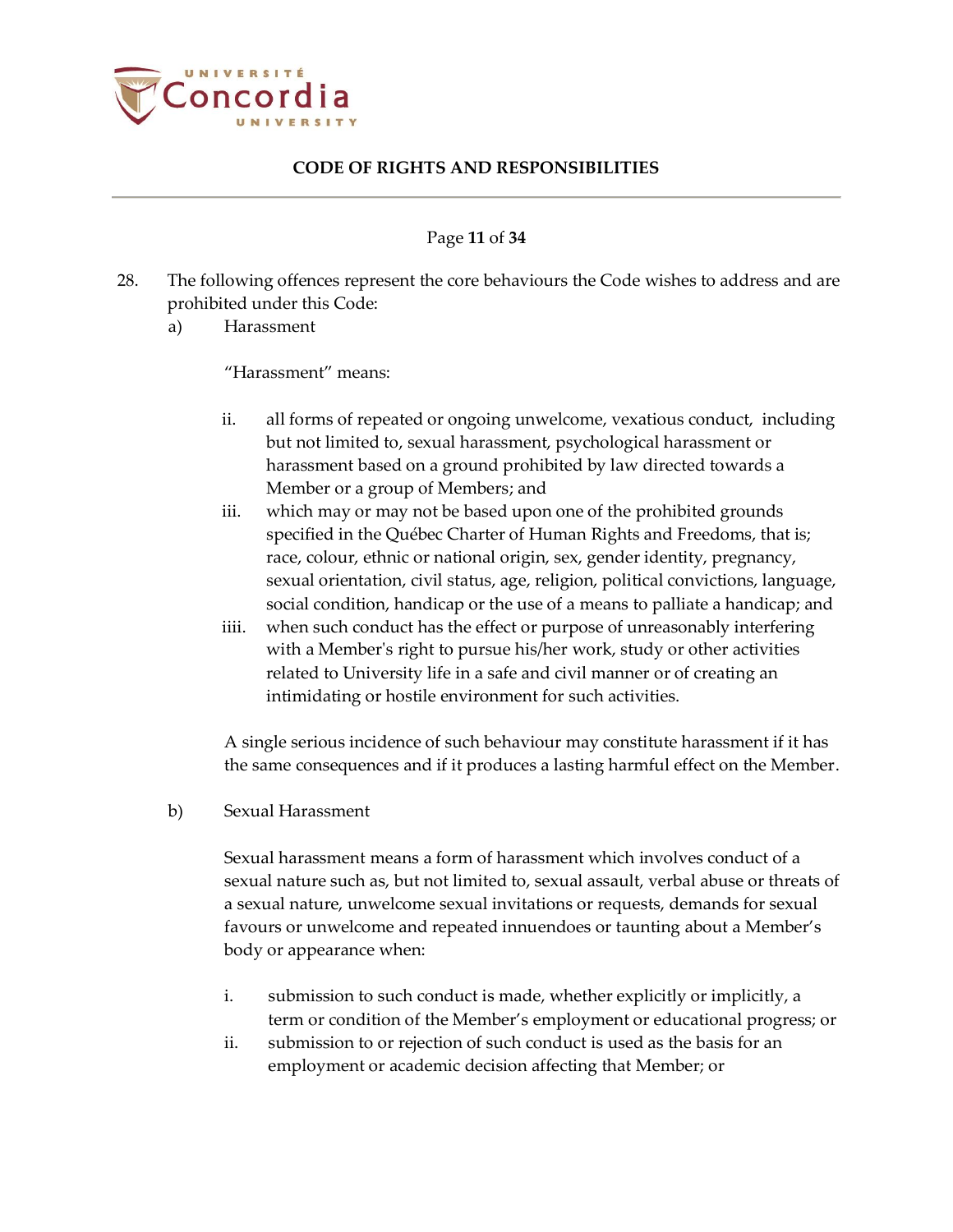28. The following offences represent the core behaviours the Code wishes to address and are prohibited under this Code:

   a) Harassment

      "Harassment" means:

      ii. all forms of repeated or ongoing unwelcome, vexatious conduct, including but not limited to, sexual harassment, psychological harassment or harassment based on a ground prohibited by law directed towards a Member or a group of Members; and

      iii. which may or may not be based upon one of the prohibited grounds specified in the Québec Charter of Human Rights and Freedoms, that is; race, colour, ethnic or national origin, sex, gender identity, pregnancy, sexual orientation, civil status, age, religion, political convictions, language, social condition, handicap or the use of a means to palliate a handicap; and

      iiii. when such conduct has the effect or purpose of unreasonably interfering with a Member's right to pursue his/her work, study or other activities related to University life in a safe and civil manner or of creating an intimidating or hostile environment for such activities.

      A single serious incidence of such behaviour may constitute harassment if it has the same consequences and if it produces a lasting harmful effect on the Member.

   b) Sexual Harassment

      Sexual harassment means a form of harassment which involves conduct of a sexual nature such as, but not limited to, sexual assault, verbal abuse or threats of a sexual nature, unwelcome sexual invitations or requests, demands for sexual favours or unwelcome and repeated innuendoes or taunting about a Member's body or appearance when:

      i. submission to such conduct is made, whether explicitly or implicitly, a term or condition of the Member's employment or educational progress; or

      ii. submission to or rejection of such conduct is used as the basis for an employment or academic decision affecting that Member; or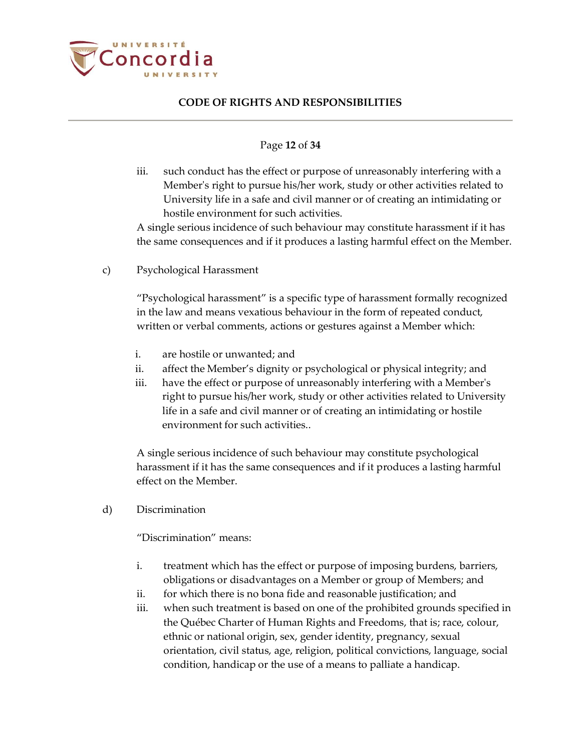iii. such conduct has the effect or purpose of unreasonably interfering with a Member's right to pursue his/her work, study or other activities related to University life in a safe and civil manner or of creating an intimidating or hostile environment for such activities.

A single serious incidence of such behaviour may constitute harassment if it has the same consequences and if it produces a lasting harmful effect on the Member.

c) Psychological Harassment

"Psychological harassment" is a specific type of harassment formally recognized in the law and means vexatious behaviour in the form of repeated conduct, written or verbal comments, actions or gestures against a Member which:

i. are hostile or unwanted; and
ii. affect the Member's dignity or psychological or physical integrity; and
iii. have the effect or purpose of unreasonably interfering with a Member's right to pursue his/her work, study or other activities related to University life in a safe and civil manner or of creating an intimidating or hostile environment for such activities..

A single serious incidence of such behaviour may constitute psychological harassment if it has the same consequences and if it produces a lasting harmful effect on the Member.

d) Discrimination

"Discrimination" means:

i. treatment which has the effect or purpose of imposing burdens, barriers, obligations or disadvantages on a Member or group of Members; and
ii. for which there is no bona fide and reasonable justification; and
iii. when such treatment is based on one of the prohibited grounds specified in the Québec Charter of Human Rights and Freedoms, that is; race, colour, ethnic or national origin, sex, gender identity, pregnancy, sexual orientation, civil status, age, religion, political convictions, language, social condition, handicap or the use of a means to palliate a handicap.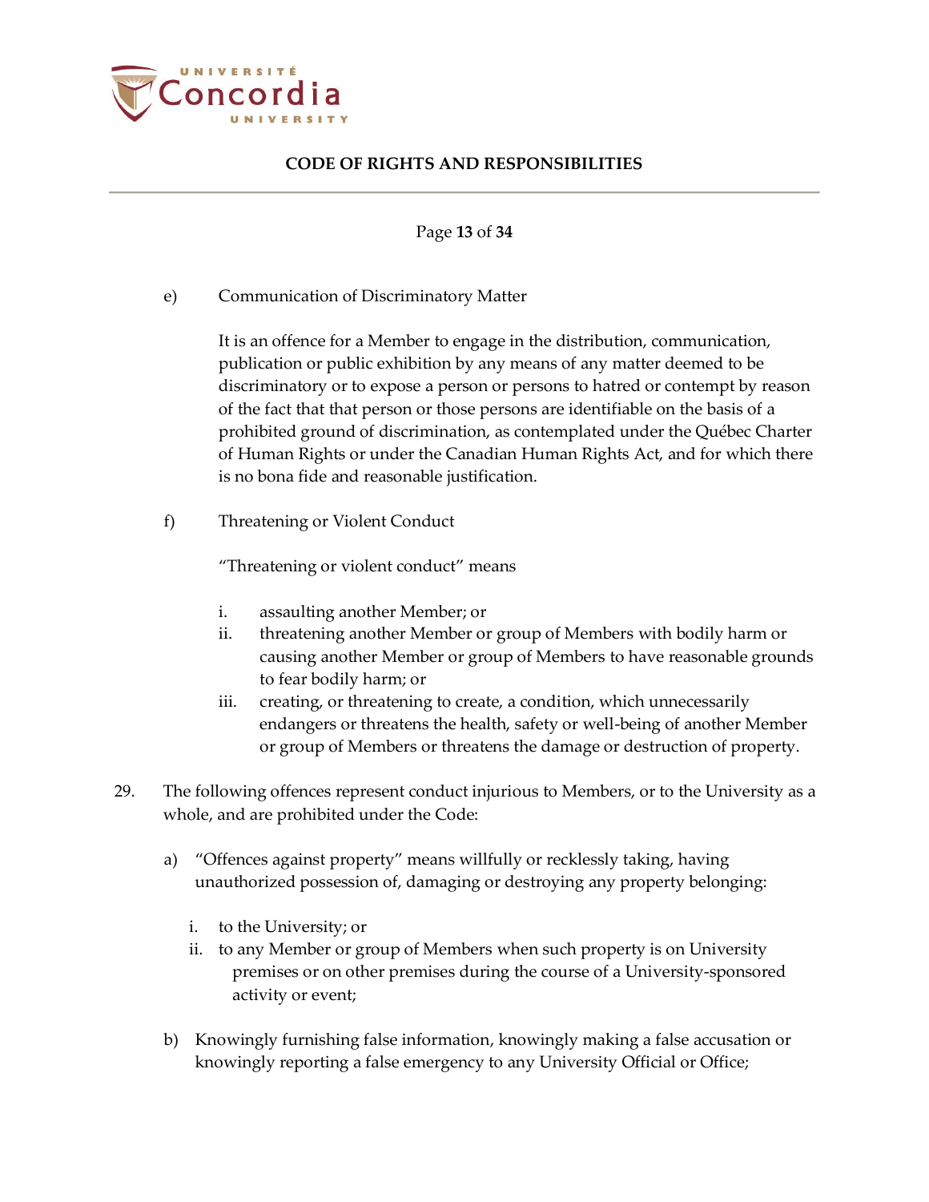e) Communication of Discriminatory Matter

It is an offence for a Member to engage in the distribution, communication, publication or public exhibition by means of any matter deemed to be discriminatory or to expose a person or persons to hatred or contempt by reason of the fact that that person or those persons are identifiable on the basis of a prohibited ground of discrimination, as contemplated under the Québec Charter of Human Rights or under the Canadian Human Rights Act, and for which there is no bona fide and reasonable justification.

f) Threatening or Violent Conduct

"Threatening or violent conduct" means

i. assaulting another Member; or
ii. threatening another Member or group of Members with bodily harm or causing another Member or group of Members to have reasonable grounds to fear bodily harm; or
iii. creating, or threatening to create, a condition, which unnecessarily endangers or threatens the health, safety or well-being of another Member or group of Members or threatens the damage or destruction of property.

29. The following offences represent conduct injurious to Members, or to the University as a whole, and are prohibited under the Code:

a) "Offences against property" means willfully or recklessly taking, having unauthorized possession of, damaging or destroying any property belonging:

   i. to the University; or
   ii. to any Member or group of Members when such property is on University premises or on other premises during the course of a University-sponsored activity or event;

b) Knowingly furnishing false information, knowingly making a false accusation or knowingly reporting a false emergency to any University Official or Office;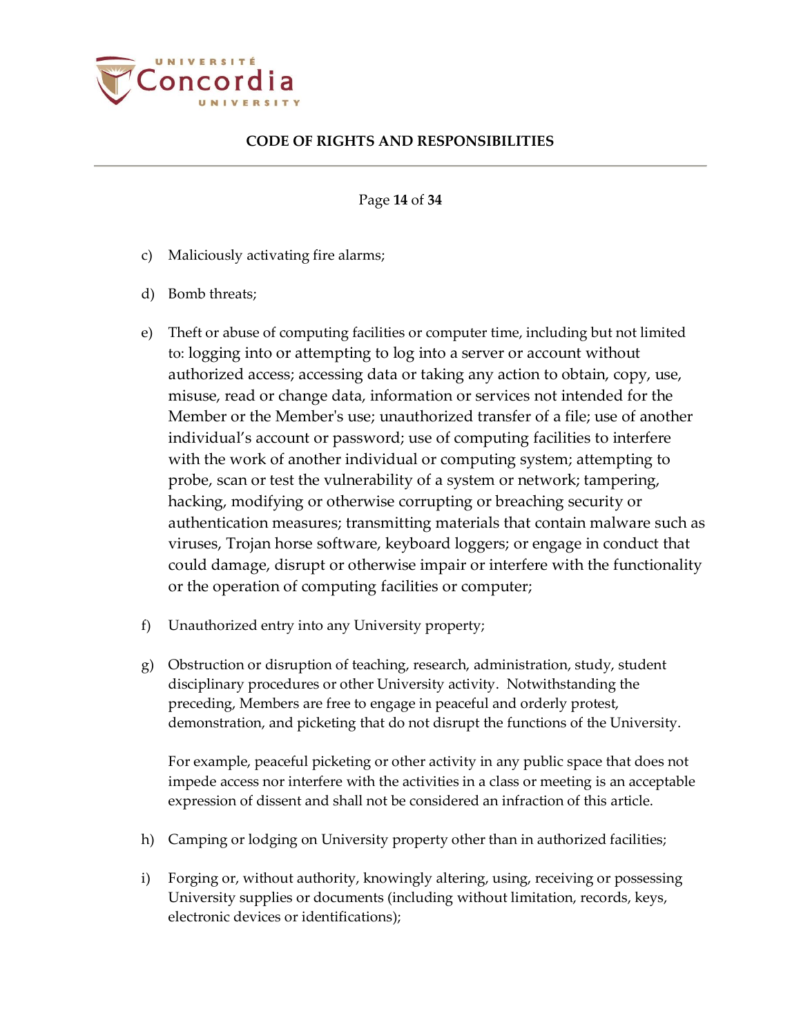c) Maliciously activating fire alarms;

d) Bomb threats;

e) Theft or abuse of computing facilities or computer time, including but not limited to: logging into or attempting to log into a server or account without authorized access; accessing data or taking any action to obtain, copy, use, misuse, read or change data, information or services not intended for the Member or the Member's use; unauthorized transfer of a file; use of another individual's account or password; use of computing facilities to interfere with the work of another individual or computing system; attempting to probe, scan or test the vulnerability of a system or network; tampering, hacking, modifying or otherwise corrupting or breaching security or authentication measures; transmitting materials that contain malware such as viruses, Trojan horse software, keyboard loggers; or engage in conduct that could damage, disrupt or otherwise impair or interfere with the functionality or the operation of computing facilities or computer;

f) Unauthorized entry into any University property;

g) Obstruction or disruption of teaching, research, administration, study, student disciplinary procedures or other University activity. Notwithstanding the preceding, Members are free to engage in peaceful and orderly protest, demonstration, and picketing that do not disrupt the functions of the University.

   For example, peaceful picketing or other activity in any public space that does not impede access nor interfere with the activities in a class or meeting is an acceptable expression of dissent and shall not be considered an infraction of this article.

h) Camping or lodging on University property other than in authorized facilities;

i) Forging or, without authority, knowingly altering, using, receiving or possessing University supplies or documents (including without limitation, records, keys, electronic devices or identifications);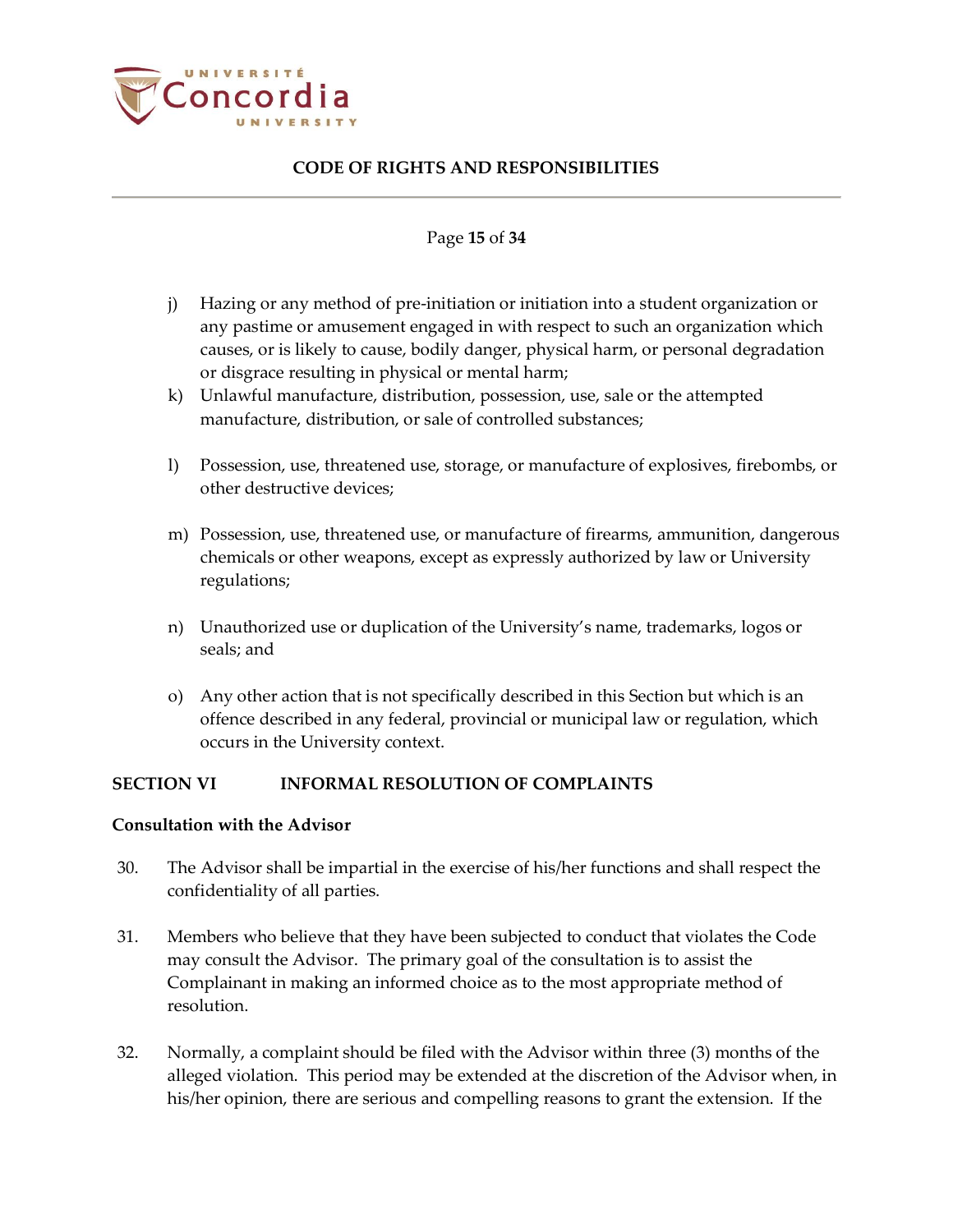j) Hazing or any method of pre-initiation or initiation into a student organization or any pastime or amusement engaged in with respect to such an organization which causes, or is likely to cause, bodily danger, physical harm, or personal degradation or disgrace resulting in physical or mental harm;

k) Unlawful manufacture, distribution, possession, use, sale or the attempted manufacture, distribution, or sale of controlled substances;

l) Possession, use, threatened use, storage, or manufacture of explosives, firebombs, or other destructive devices;

m) Possession, use, threatened use, or manufacture of firearms, ammunition, dangerous chemicals or other weapons, except as expressly authorized by law or University regulations;

n) Unauthorized use or duplication of the University's name, trademarks, logos or seals; and

o) Any other action that is not specifically described in this Section but which is an offence described in any federal, provincial or municipal law or regulation, which occurs in the University context.

## SECTION VI INFORMAL RESOLUTION OF COMPLAINTS

### Consultation with the Advisor

30. The Advisor shall be impartial in the exercise of his/her functions and shall respect the confidentiality of all parties.

31. Members who believe that they have been subjected to conduct that violates the Code may consult the Advisor. The primary goal of the consultation is to assist the Complainant in making an informed choice as to the most appropriate method of resolution.

32. Normally, a complaint should be filed with the Advisor within three (3) months of the alleged violation. This period may be extended at the discretion of the Advisor when, in his/her opinion, there are serious and compelling reasons to grant the extension. If the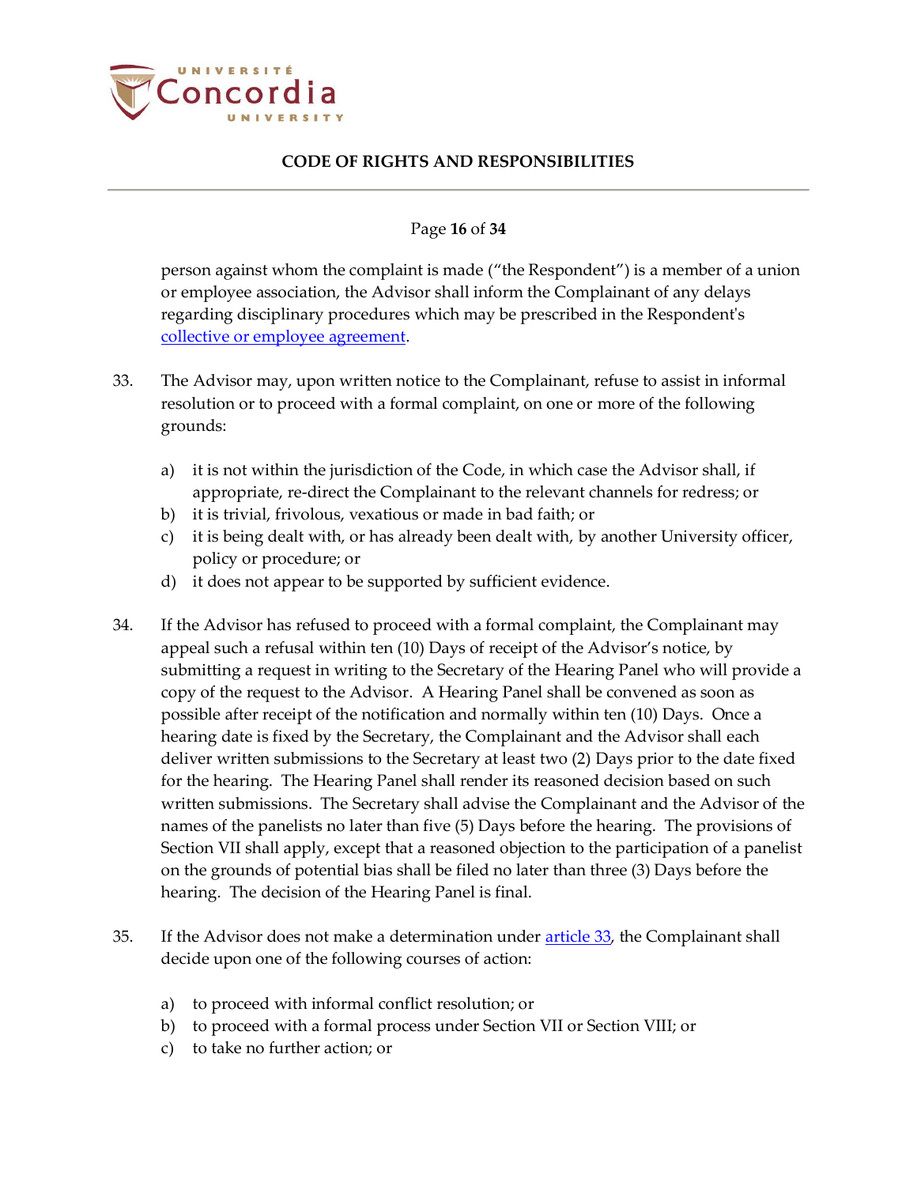person against whom the complaint is made ("the Respondent") is a member of a union or employee association, the Advisor shall inform the Complainant of any delays regarding disciplinary procedures which may be prescribed in the Respondent's [collective or employee agreement](#).

33. The Advisor may, upon written notice to the Complainant, refuse to assist in informal resolution or to proceed with a formal complaint, on one or more of the following grounds:

    a) it is not within the jurisdiction of the Code, in which case the Advisor shall, if appropriate, re-direct the Complainant to the relevant channels for redress; or
    b) it is trivial, frivolous, vexatious or made in bad faith; or
    c) it is being dealt with, or has already been dealt with, by another University officer, policy or procedure; or
    d) it does not appear to be supported by sufficient evidence.

34. If the Advisor has refused to proceed with a formal complaint, the Complainant may appeal such a refusal within ten (10) Days of receipt of the Advisor's notice, by submitting a request in writing to the Secretary of the Hearing Panel who will provide a copy of the request to the Advisor. A Hearing Panel shall be convened as soon as possible after receipt of the notification and normally within ten (10) Days. Once a hearing date is fixed by the Secretary, the Complainant and the Advisor shall each deliver written submissions to the Secretary at least two (2) Days prior to the date fixed for the hearing. The Hearing Panel shall render its reasoned decision based on such written submissions. The Secretary shall advise the Complainant and the Advisor of the names of the panelists no later than five (5) Days before the hearing. The provisions of Section VII shall apply, except that a reasoned objection to the participation of a panelist on the grounds of potential bias shall be filed no later than three (3) Days before the hearing. The decision of the Hearing Panel is final.

35. If the Advisor does not make a determination under [article 33](#), the Complainant shall decide upon one of the following courses of action:

    a) to proceed with informal conflict resolution; or
    b) to proceed with a formal process under Section VII or Section VIII; or
    c) to take no further action; or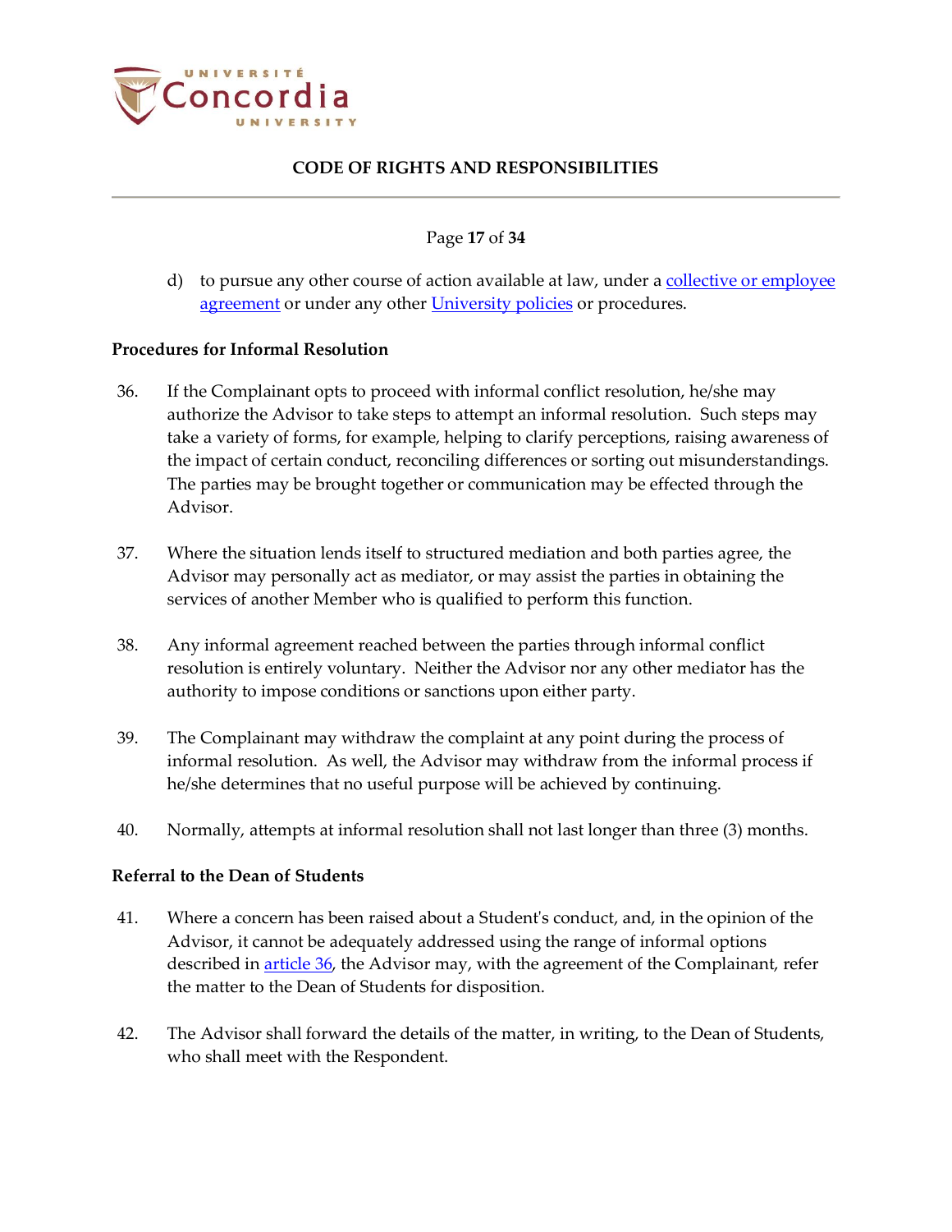d) to pursue any other course of action available at law, under a collective or employee agreement or under any other University policies or procedures.

**Procedures for Informal Resolution**

36. If the Complainant opts to proceed with informal conflict resolution, he/she may authorize the Advisor to take steps to attempt an informal resolution. Such steps may take a variety of forms, for example, helping to clarify perceptions, raising awareness of the impact of certain conduct, reconciling differences or sorting out misunderstandings. The parties may be brought together or communication may be effected through the Advisor.

37. Where the situation lends itself to structured mediation and both parties agree, the Advisor may personally act as mediator, or may assist the parties in obtaining the services of another Member who is qualified to perform this function.

38. Any informal agreement reached between the parties through informal conflict resolution is entirely voluntary. Neither the Advisor nor any other mediator has the authority to impose conditions or sanctions upon either party.

39. The Complainant may withdraw the complaint at any point during the process of informal resolution. As well, the Advisor may withdraw from the informal process if he/she determines that no useful purpose will be achieved by continuing.

40. Normally, attempts at informal resolution shall not last longer than three (3) months.

**Referral to the Dean of Students**

41. Where a concern has been raised about a Student's conduct, and, in the opinion of the Advisor, it cannot be adequately addressed using the range of informal options described in article 36, the Advisor may, with the agreement of the Complainant, refer the matter to the Dean of Students for disposition.

42. The Advisor shall forward the details of the matter, in writing, to the Dean of Students, who shall meet with the Respondent.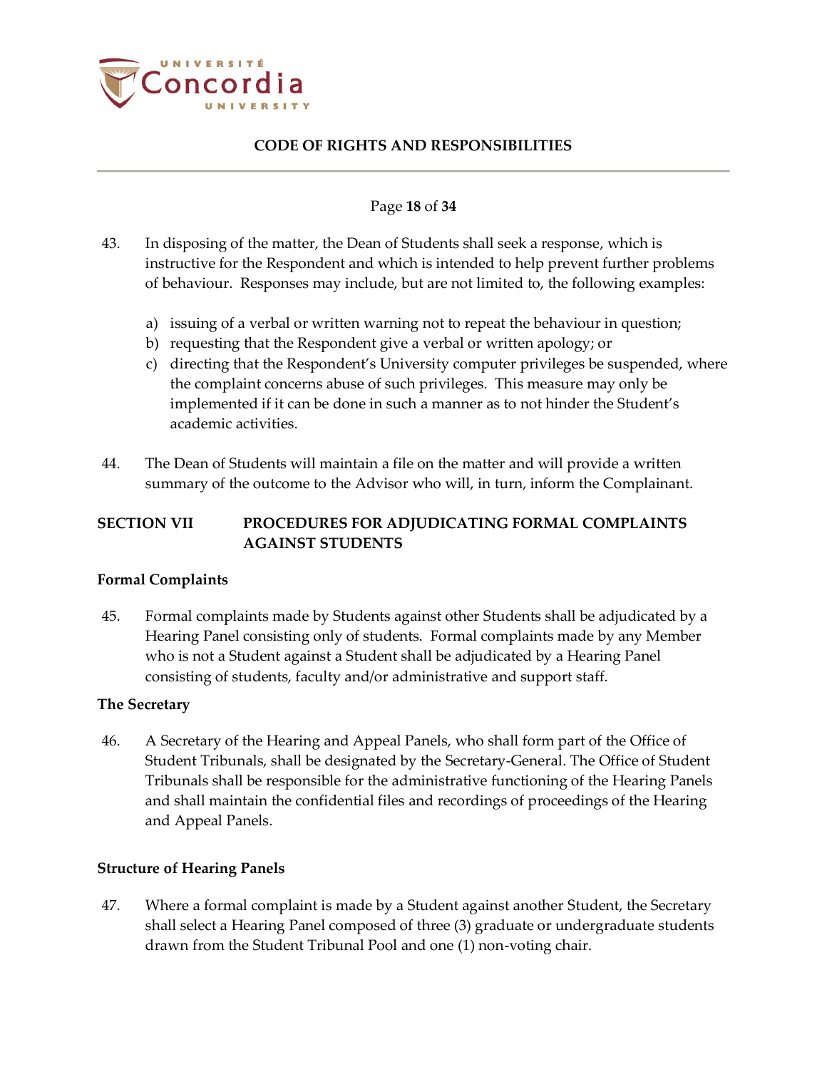43. In disposing of the matter, the Dean of Students shall seek a response, which is instructive for the Respondent and which is intended to help prevent further problems of behaviour. Responses may include, but are not limited to, the following examples:

    a) issuing of a verbal or written warning not to repeat the behaviour in question;
    b) requesting that the Respondent give a verbal or written apology; or
    c) directing that the Respondent's University computer privileges be suspended, where the complaint concerns abuse of such privileges. This measure may only be implemented if it can be done in such a manner as to not hinder the Student's academic activities.

44. The Dean of Students will maintain a file on the matter and will provide a written summary of the outcome to the Advisor who will, in turn, inform the Complainant.

## SECTION VII PROCEDURES FOR ADJUDICATING FORMAL COMPLAINTS AGAINST STUDENTS

### Formal Complaints

45. Formal complaints made by Students against other Students shall be adjudicated by a Hearing Panel consisting only of students. Formal complaints made by any Member who is not a Student against a Student shall be adjudicated by a Hearing Panel consisting of students, faculty and/or administrative and support staff.

### The Secretary

46. A Secretary of the Hearing and Appeal Panels, who shall form part of the Office of Student Tribunals, shall be designated by the Secretary-General. The Office of Student Tribunals shall be responsible for the administrative functioning of the Hearing Panels and shall maintain the confidential files and recordings of proceedings of the Hearing and Appeal Panels.

### Structure of Hearing Panels

47. Where a formal complaint is made by a Student against another Student, the Secretary shall select a Hearing Panel composed of three (3) graduate or undergraduate students drawn from the Student Tribunal Pool and one (1) non-voting chair.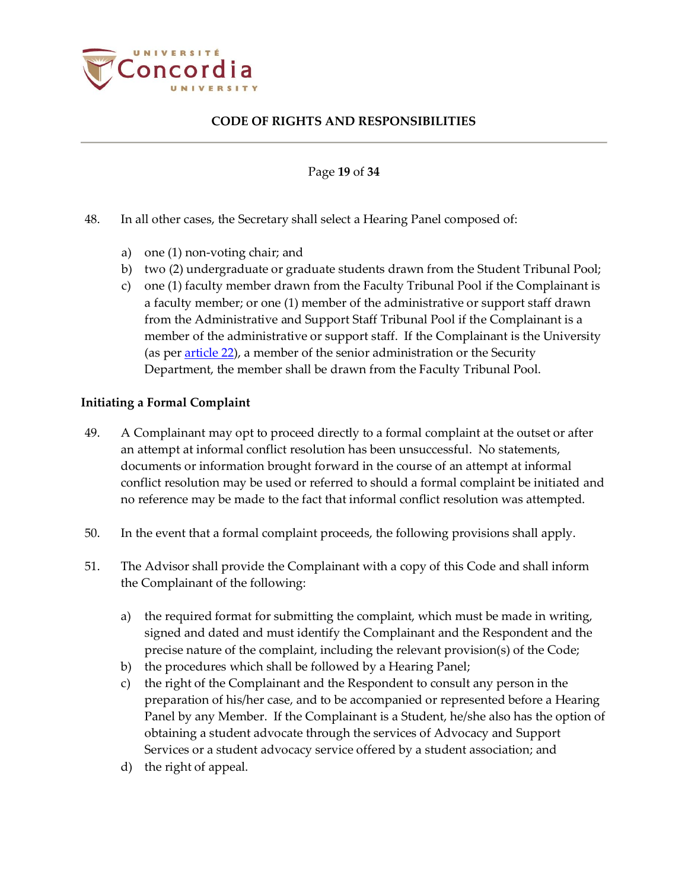48. In all other cases, the Secretary shall select a Hearing Panel composed of:

   a) one (1) non-voting chair; and
   b) two (2) undergraduate or graduate students drawn from the Student Tribunal Pool;
   c) one (1) faculty member drawn from the Faculty Tribunal Pool if the Complainant is a faculty member; or one (1) member of the administrative or support staff drawn from the Administrative and Support Staff Tribunal Pool if the Complainant is a member of the administrative or support staff. If the Complainant is the University (as per article 22), a member of the senior administration or the Security Department, the member shall be drawn from the Faculty Tribunal Pool.

**Initiating a Formal Complaint**

49. A Complainant may opt to proceed directly to a formal complaint at the outset or after an attempt at informal conflict resolution has been unsuccessful. No statements, documents or information brought forward in the course of an attempt at informal conflict resolution may be used or referred to should a formal complaint be initiated and no reference may be made to the fact that informal conflict resolution was attempted.

50. In the event that a formal complaint proceeds, the following provisions shall apply.

51. The Advisor shall provide the Complainant with a copy of this Code and shall inform the Complainant of the following:

   a) the required format for submitting the complaint, which must be made in writing, signed and dated and must identify the Complainant and the Respondent and the precise nature of the complaint, including the relevant provision(s) of the Code;
   b) the procedures which shall be followed by a Hearing Panel;
   c) the right of the Complainant and the Respondent to consult any person in the preparation of his/her case, and to be accompanied or represented before a Hearing Panel by any Member. If the Complainant is a Student, he/she also has the option of obtaining a student advocate through the services of Advocacy and Support Services or a student advocacy service offered by a student association; and
   d) the right of appeal.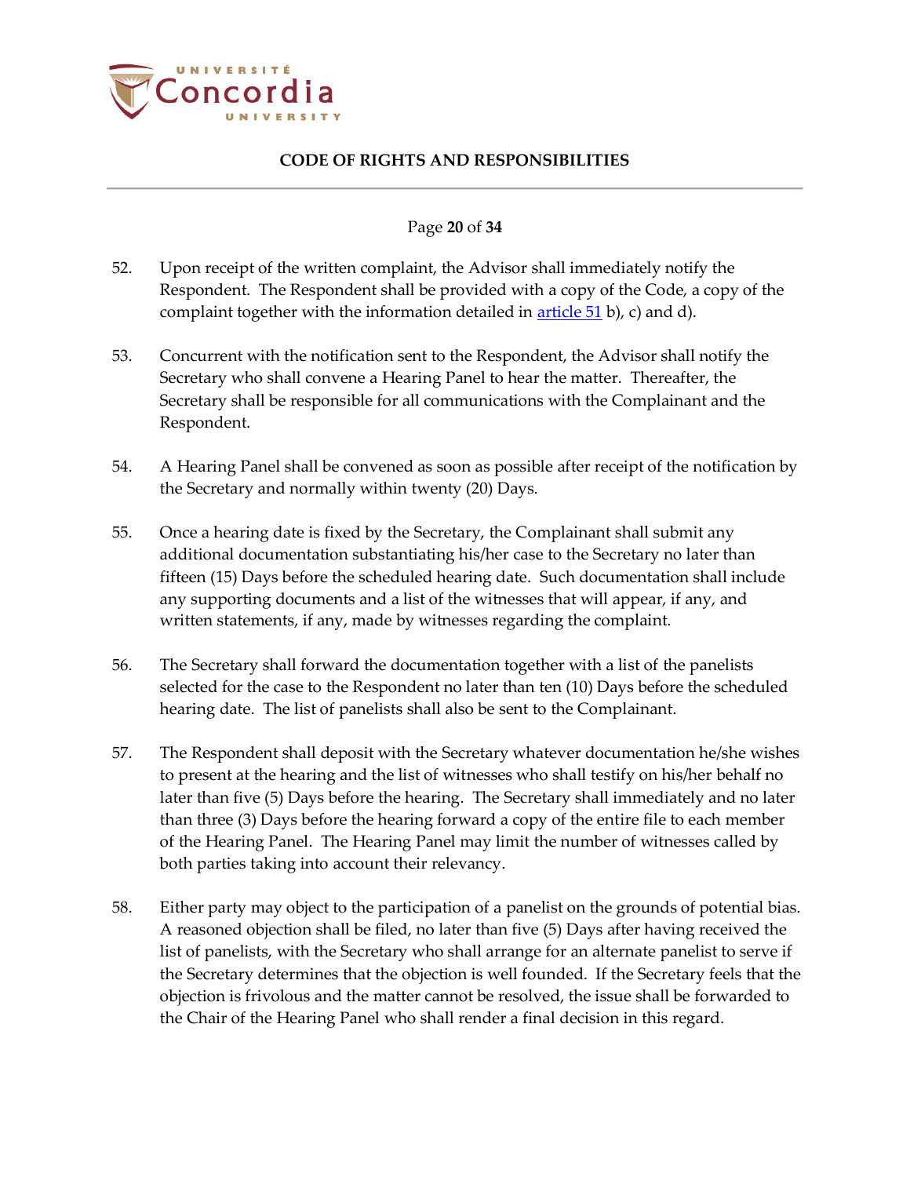52. Upon receipt of the written complaint, the Advisor shall immediately notify the Respondent. The Respondent shall be provided with a copy of the Code, a copy of the complaint together with the information detailed in article 51 b), c) and d).

53. Concurrent with the notification sent to the Respondent, the Advisor shall notify the Secretary who shall convene a Hearing Panel to hear the matter. Thereafter, the Secretary shall be responsible for all communications with the Complainant and the Respondent.

54. A Hearing Panel shall be convened as soon as possible after receipt of the notification by the Secretary and normally within twenty (20) Days.

55. Once a hearing date is fixed by the Secretary, the Complainant shall submit any additional documentation substantiating his/her case to the Secretary no later than fifteen (15) Days before the scheduled hearing date. Such documentation shall include any supporting documents and a list of the witnesses that will appear, if any, and written statements, if any, made by witnesses regarding the complaint.

56. The Secretary shall forward the documentation together with a list of the panelists selected for the case to the Respondent no later than ten (10) Days before the scheduled hearing date. The list of panelists shall also be sent to the Complainant.

57. The Respondent shall deposit with the Secretary whatever documentation he/she wishes to present at the hearing and the list of witnesses who shall testify on his/her behalf no later than five (5) Days before the hearing. The Secretary shall immediately and no later than three (3) Days before the hearing forward a copy of the entire file to each member of the Hearing Panel. The Hearing Panel may limit the number of witnesses called by both parties taking into account their relevancy.

58. Either party may object to the participation of a panelist on the grounds of potential bias. A reasoned objection shall be filed, no later than five (5) Days after having received the list of panelists, with the Secretary who shall arrange for an alternate panelist to serve if the Secretary determines that the objection is well founded. If the Secretary feels that the objection is frivolous and the matter cannot be resolved, the issue shall be forwarded to the Chair of the Hearing Panel who shall render a final decision in this regard.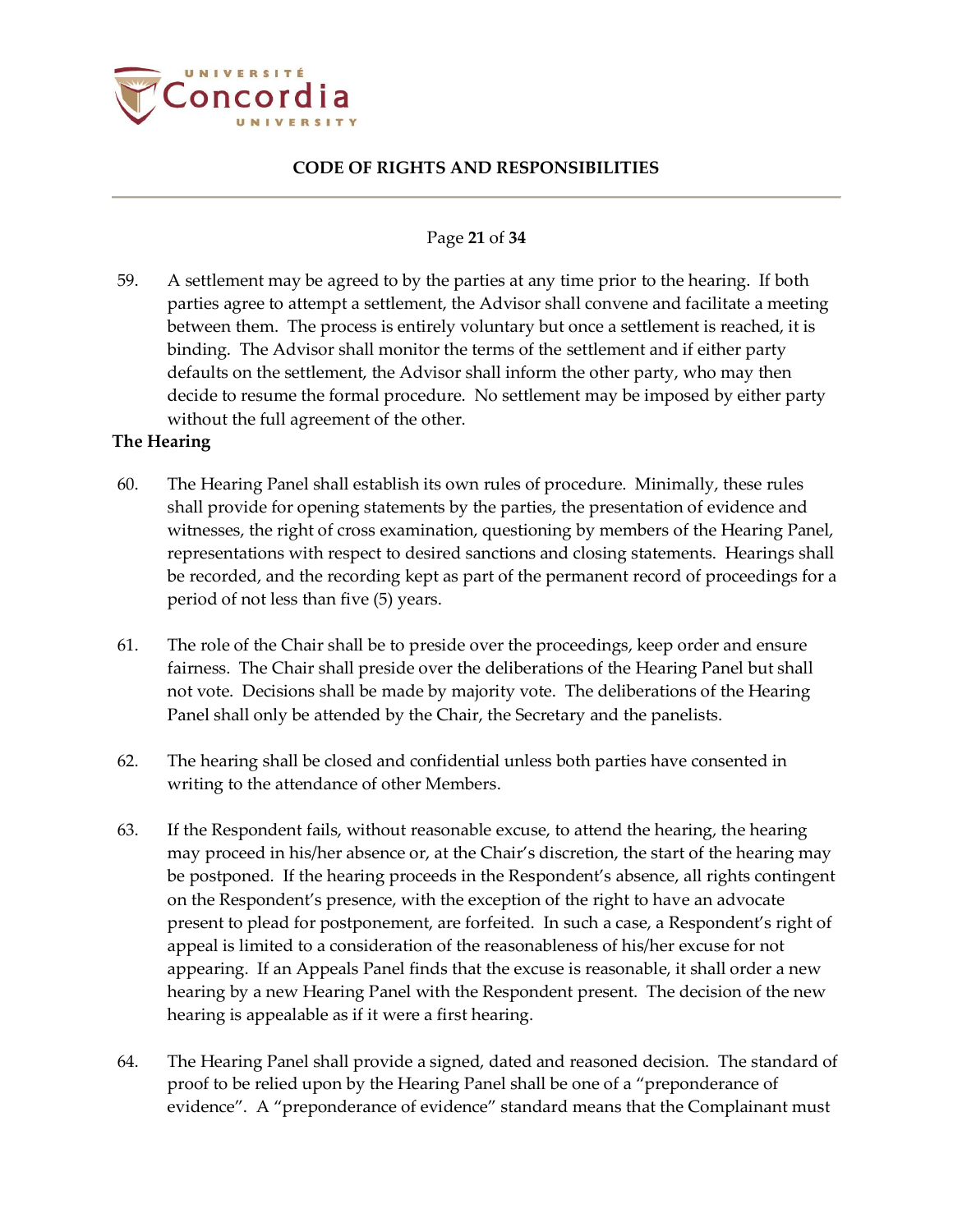59. A settlement may be agreed to by the parties at any time prior to the hearing. If both parties agree to attempt a settlement, the Advisor shall convene and facilitate a meeting between them. The process is entirely voluntary but once a settlement is reached, it is binding. The Advisor shall monitor the terms of the settlement and if either party defaults on the settlement, the Advisor shall inform the other party, who may then decide to resume the formal procedure. No settlement may be imposed by either party without the full agreement of the other.

**The Hearing**

60. The Hearing Panel shall establish its own rules of procedure. Minimally, these rules shall provide for opening statements by the parties, the presentation of evidence and witnesses, the right of cross examination, questioning by members of the Hearing Panel, representations with respect to desired sanctions and closing statements. Hearings shall be recorded, and the recording kept as part of the permanent record of proceedings for a period of not less than five (5) years.

61. The role of the Chair shall be to preside over the proceedings, keep order and ensure fairness. The Chair shall preside over the deliberations of the Hearing Panel but shall not vote. Decisions shall be made by majority vote. The deliberations of the Hearing Panel shall only be attended by the Chair, the Secretary and the panelists.

62. The hearing shall be closed and confidential unless both parties have consented in writing to the attendance of other Members.

63. If the Respondent fails, without reasonable excuse, to attend the hearing, the hearing may proceed in his/her absence or, at the Chair's discretion, the start of the hearing may be postponed. If the hearing proceeds in the Respondent's absence, all rights contingent on the Respondent's presence, with the exception of the right to have an advocate present to plead for postponement, are forfeited. In such a case, a Respondent's right of appeal is limited to a consideration of the reasonableness of his/her excuse for not appearing. If an Appeals Panel finds that the excuse is reasonable, it shall order a new hearing by a new Hearing Panel with the Respondent present. The decision of the new hearing is appealable as if it were a first hearing.

64. The Hearing Panel shall provide a signed, dated and reasoned decision. The standard of proof to be relied upon by the Hearing Panel shall be one of a "preponderance of evidence". A "preponderance of evidence" standard means that the Complainant must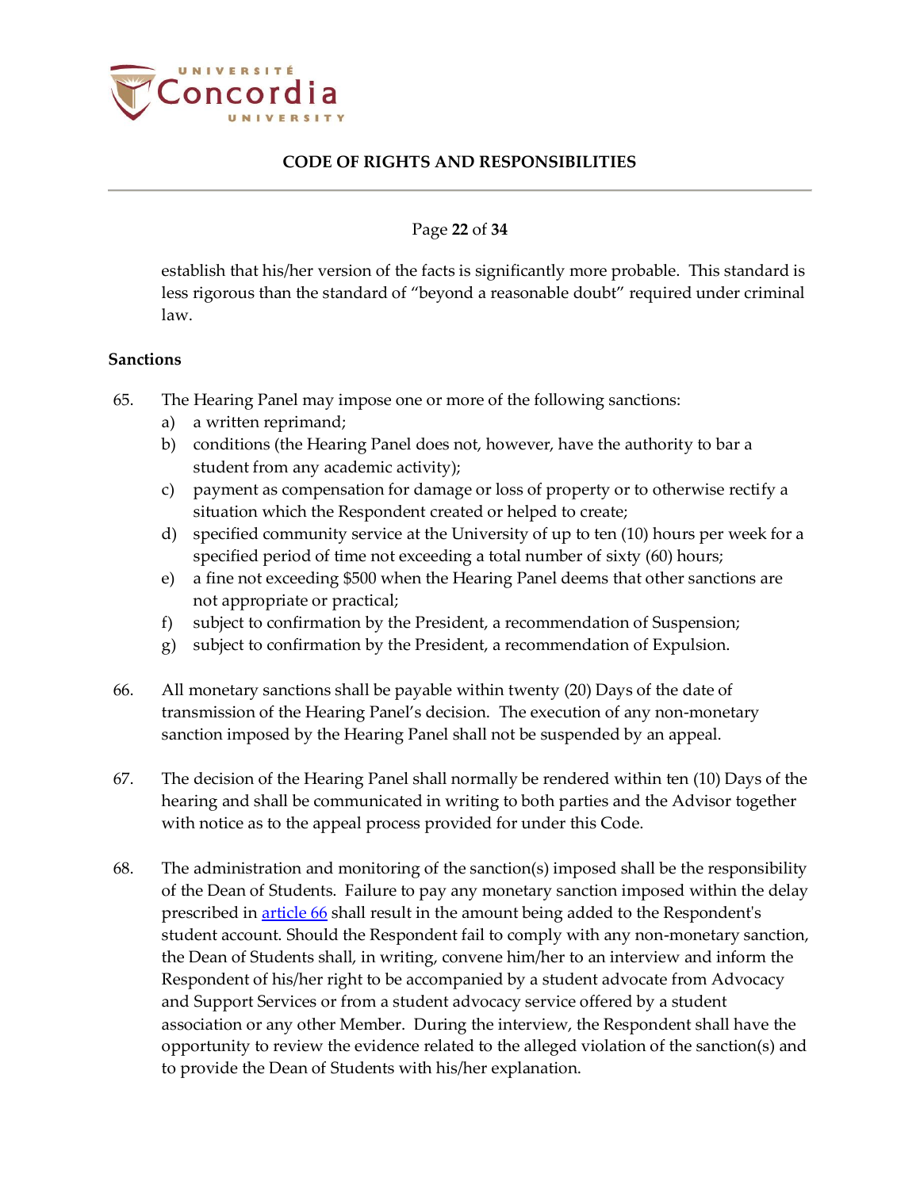establish that his/her version of the facts is significantly more probable. This standard is less rigorous than the standard of "beyond a reasonable doubt" required under criminal law.

**Sanctions**

65. The Hearing Panel may impose one or more of the following sanctions:
    a) a written reprimand;
    b) conditions (the Hearing Panel does not, however, have the authority to bar a student from any academic activity);
    c) payment as compensation for damage or loss of property or to otherwise rectify a situation which the Respondent created or helped to create;
    d) specified community service at the University of up to ten (10) hours per week for a specified period of time not exceeding a total number of sixty (60) hours;
    e) a fine not exceeding $500 when the Hearing Panel deems that other sanctions are not appropriate or practical;
    f) subject to confirmation by the President, a recommendation of Suspension;
    g) subject to confirmation by the President, a recommendation of Expulsion.

66. All monetary sanctions shall be payable within twenty (20) Days of the date of transmission of the Hearing Panel's decision. The execution of any non-monetary sanction imposed by the Hearing Panel shall not be suspended by an appeal.

67. The decision of the Hearing Panel shall normally be rendered within ten (10) Days of the hearing and shall be communicated in writing to both parties and the Advisor together with notice as to the appeal process provided for under this Code.

68. The administration and monitoring of the sanction(s) imposed shall be the responsibility of the Dean of Students. Failure to pay any monetary sanction imposed within the delay prescribed in article 66 shall result in the amount being added to the Respondent's student account. Should the Respondent fail to comply with any non-monetary sanction, the Dean of Students shall, in writing, convene him/her to an interview and inform the Respondent of his/her right to be accompanied by a student advocate from Advocacy and Support Services or from a student advocacy service offered by a student association or any other Member. During the interview, the Respondent shall have the opportunity to review the evidence related to the alleged violation of the sanction(s) and to provide the Dean of Students with his/her explanation.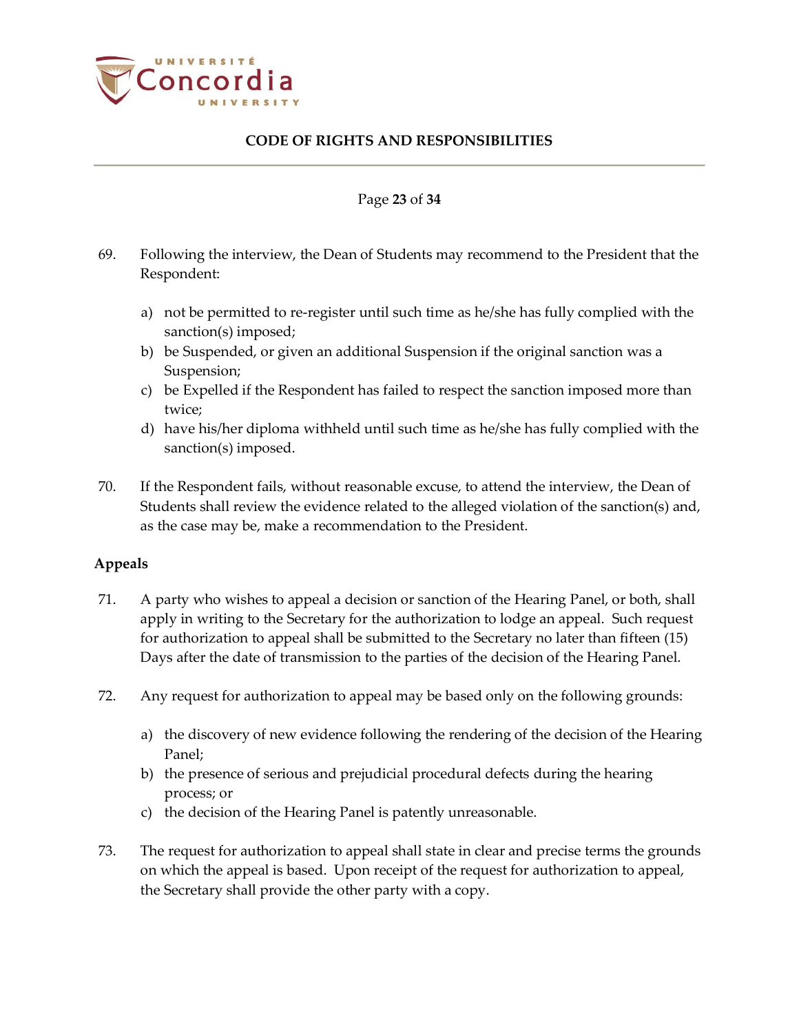69. Following the interview, the Dean of Students may recommend to the President that the Respondent:

    a) not be permitted to re-register until such time as he/she has fully complied with the sanction(s) imposed;
    b) be Suspended, or given an additional Suspension if the original sanction was a Suspension;
    c) be Expelled if the Respondent has failed to respect the sanction imposed more than twice;
    d) have his/her diploma withheld until such time as he/she has fully complied with the sanction(s) imposed.

70. If the Respondent fails, without reasonable excuse, to attend the interview, the Dean of Students shall review the evidence related to the alleged violation of the sanction(s) and, as the case may be, make a recommendation to the President.

**Appeals**

71. A party who wishes to appeal a decision or sanction of the Hearing Panel, or both, shall apply in writing to the Secretary for the authorization to lodge an appeal. Such request for authorization to appeal shall be submitted to the Secretary no later than fifteen (15) Days after the date of transmission to the parties of the decision of the Hearing Panel.

72. Any request for authorization to appeal may be based only on the following grounds:

    a) the discovery of new evidence following the rendering of the decision of the Hearing Panel;
    b) the presence of serious and prejudicial procedural defects during the hearing process; or
    c) the decision of the Hearing Panel is patently unreasonable.

73. The request for authorization to appeal shall state in clear and precise terms the grounds on which the appeal is based. Upon receipt of the request for authorization to appeal, the Secretary shall provide the other party with a copy.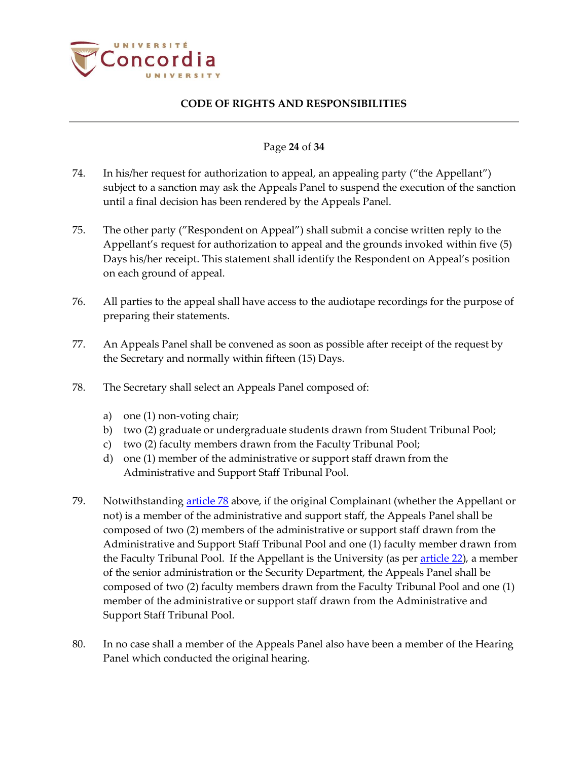74. In his/her request for authorization to appeal, an appealing party ("the Appellant") subject to a sanction may ask the Appeals Panel to suspend the execution of the sanction until a final decision has been rendered by the Appeals Panel.

75. The other party ("Respondent on Appeal") shall submit a concise written reply to the Appellant's request for authorization to appeal and the grounds invoked within five (5) Days his/her receipt. This statement shall identify the Respondent on Appeal's position on each ground of appeal.

76. All parties to the appeal shall have access to the audiotape recordings for the purpose of preparing their statements.

77. An Appeals Panel shall be convened as soon as possible after receipt of the request by the Secretary and normally within fifteen (15) Days.

78. The Secretary shall select an Appeals Panel composed of:

   a) one (1) non-voting chair;
   b) two (2) graduate or undergraduate students drawn from Student Tribunal Pool;
   c) two (2) faculty members drawn from the Faculty Tribunal Pool;
   d) one (1) member of the administrative or support staff drawn from the Administrative and Support Staff Tribunal Pool.

79. Notwithstanding article 78 above, if the original Complainant (whether the Appellant or not) is a member of the administrative and support staff, the Appeals Panel shall be composed of two (2) members of the administrative or support staff drawn from the Administrative and Support Staff Tribunal Pool and one (1) faculty member drawn from the Faculty Tribunal Pool. If the Appellant is the University (as per article 22), a member of the senior administration or the Security Department, the Appeals Panel shall be composed of two (2) faculty members drawn from the Faculty Tribunal Pool and one (1) member of the administrative or support staff drawn from the Administrative and Support Staff Tribunal Pool.

80. In no case shall a member of the Appeals Panel also have been a member of the Hearing Panel which conducted the original hearing.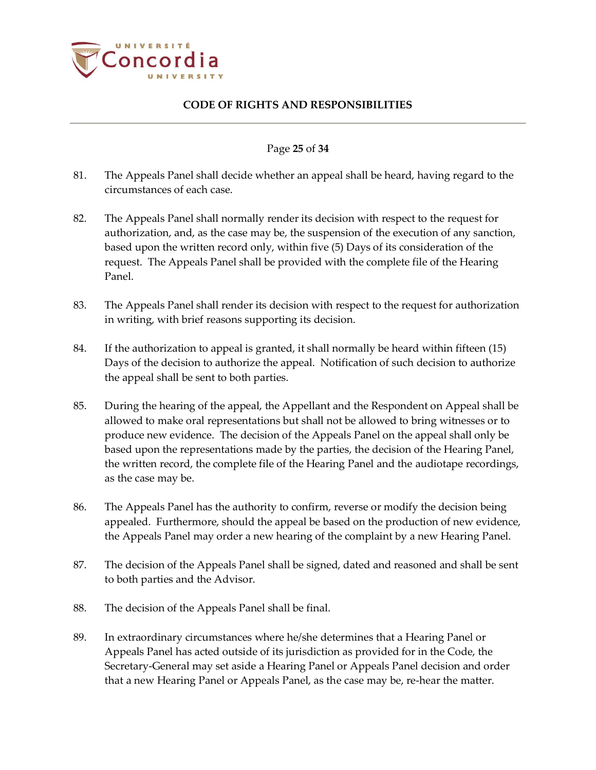81. The Appeals Panel shall decide whether an appeal shall be heard, having regard to the circumstances of each case.

82. The Appeals Panel shall normally render its decision with respect to the request for authorization, and, as the case may be, the suspension of the execution of any sanction, based upon the written record only, within five (5) Days of its consideration of the request. The Appeals Panel shall be provided with the complete file of the Hearing Panel.

83. The Appeals Panel shall render its decision with respect to the request for authorization in writing, with brief reasons supporting its decision.

84. If the authorization to appeal is granted, it shall normally be heard within fifteen (15) Days of the decision to authorize the appeal. Notification of such decision to authorize the appeal shall be sent to both parties.

85. During the hearing of the appeal, the Appellant and the Respondent on Appeal shall be allowed to make oral representations but shall not be allowed to bring witnesses or to produce new evidence. The decision of the Appeals Panel on the appeal shall only be based upon the representations made by the parties, the decision of the Hearing Panel, the written record, the complete file of the Hearing Panel and the audiotape recordings, as the case may be.

86. The Appeals Panel has the authority to confirm, reverse or modify the decision being appealed. Furthermore, should the appeal be based on the production of new evidence, the Appeals Panel may order a new hearing of the complaint by a new Hearing Panel.

87. The decision of the Appeals Panel shall be signed, dated and reasoned and shall be sent to both parties and the Advisor.

88. The decision of the Appeals Panel shall be final.

89. In extraordinary circumstances where he/she determines that a Hearing Panel or Appeals Panel has acted outside of its jurisdiction as provided for in the Code, the Secretary-General may set aside a Hearing Panel or Appeals Panel decision and order that a new Hearing Panel or Appeals Panel, as the case may be, re-hear the matter.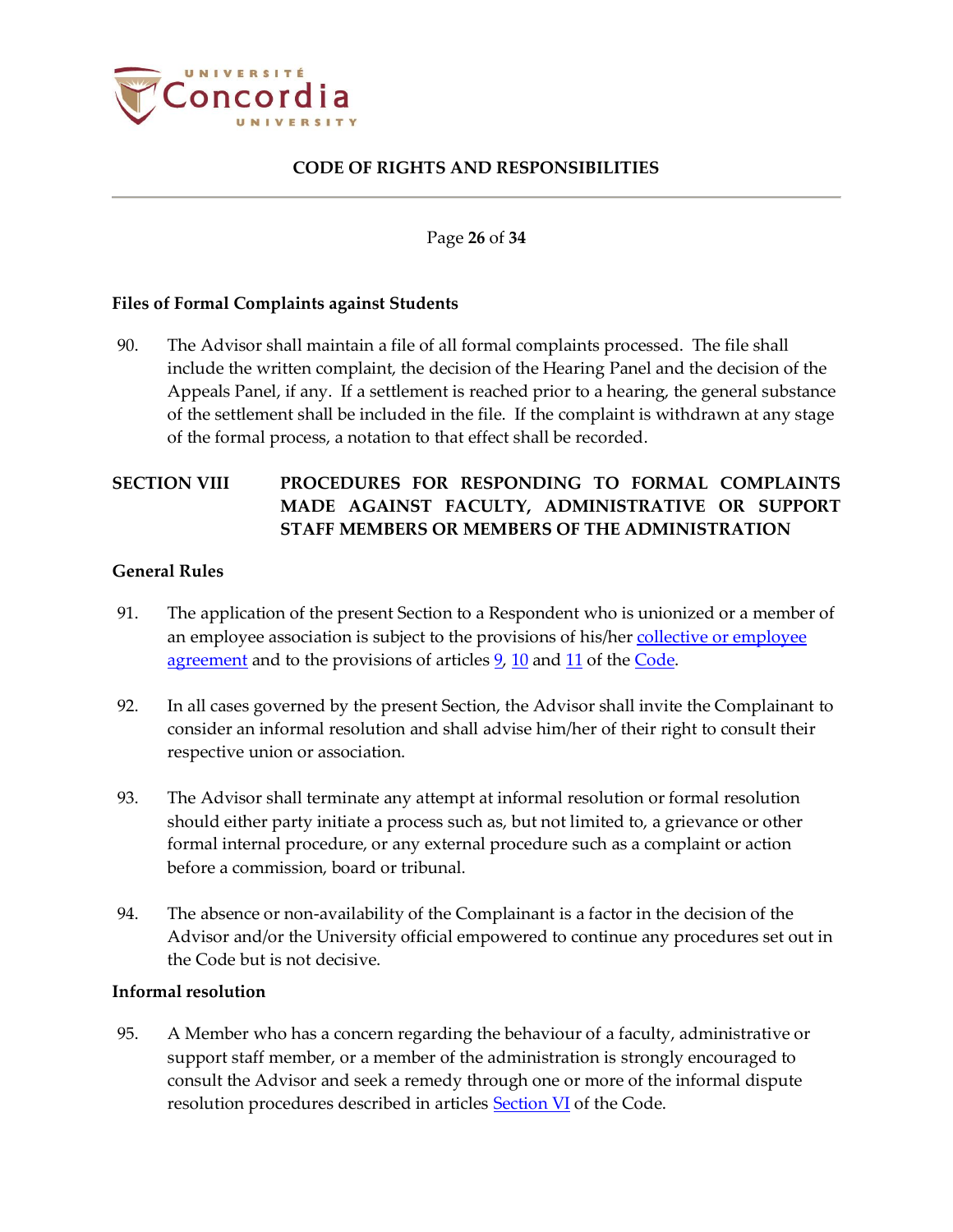### Files of Formal Complaints against Students

90. The Advisor shall maintain a file of all formal complaints processed. The file shall include the written complaint, the decision of the Hearing Panel and the decision of the Appeals Panel, if any. If a settlement is reached prior to a hearing, the general substance of the settlement shall be included in the file. If the complaint is withdrawn at any stage of the formal process, a notation to that effect shall be recorded.

## SECTION VIII PROCEDURES FOR RESPONDING TO FORMAL COMPLAINTS MADE AGAINST FACULTY, ADMINISTRATIVE OR SUPPORT STAFF MEMBERS OR MEMBERS OF THE ADMINISTRATION

### General Rules

91. The application of the present Section to a Respondent who is unionized or a member of an employee association is subject to the provisions of his/her collective or employee agreement and to the provisions of articles 9, 10 and 11 of the Code.

92. In all cases governed by the present Section, the Advisor shall invite the Complainant to consider an informal resolution and shall advise him/her of their right to consult their respective union or association.

93. The Advisor shall terminate any attempt at informal resolution or formal resolution should either party initiate a process such as, but not limited to, a grievance or other formal internal procedure, or any external procedure such as a complaint or action before a commission, board or tribunal.

94. The absence or non-availability of the Complainant is a factor in the decision of the Advisor and/or the University official empowered to continue any procedures set out in the Code but is not decisive.

### Informal resolution

95. A Member who has a concern regarding the behaviour of a faculty, administrative or support staff member, or a member of the administration is strongly encouraged to consult the Advisor and seek a remedy through one or more of the informal dispute resolution procedures described in articles Section VI of the Code.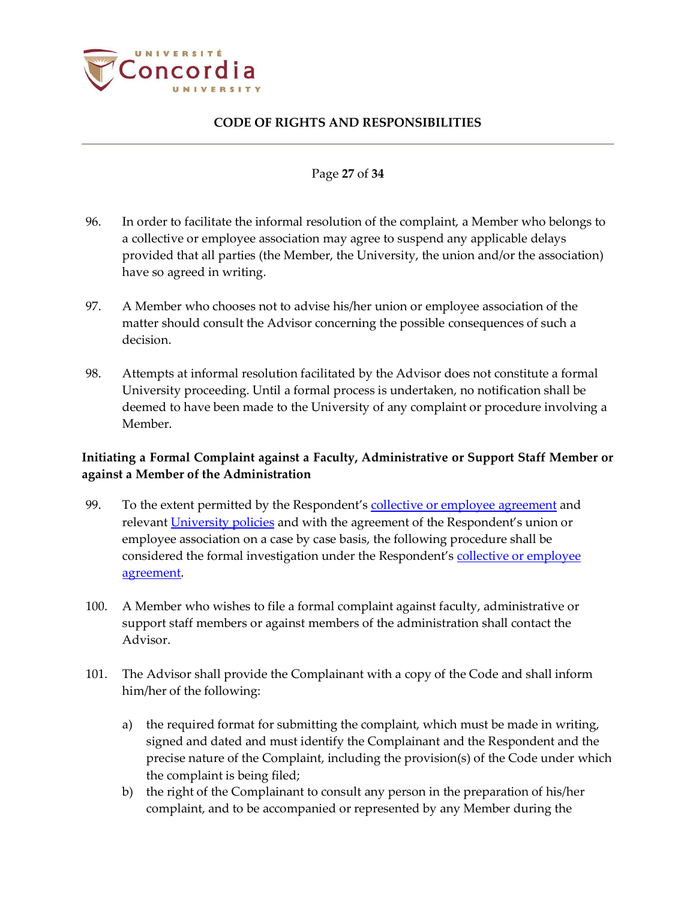96. In order to facilitate the informal resolution of the complaint, a Member who belongs to a collective or employee association may agree to suspend any applicable delays provided that all parties (the Member, the University, the union and/or the association) have so agreed in writing.

97. A Member who chooses not to advise his/her union or employee association of the matter should consult the Advisor concerning the possible consequences of such a decision.

98. Attempts at informal resolution facilitated by the Advisor does not constitute a formal University proceeding. Until a formal process is undertaken, no notification shall be deemed to have been made to the University of any complaint or procedure involving a Member.

**Initiating a Formal Complaint against a Faculty, Administrative or Support Staff Member or against a Member of the Administration**

99. To the extent permitted by the Respondent's collective or employee agreement and relevant University policies and with the agreement of the Respondent's union or employee association on a case by case basis, the following procedure shall be considered the formal investigation under the Respondent's collective or employee agreement.

100. A Member who wishes to file a formal complaint against faculty, administrative or support staff members or against members of the administration shall contact the Advisor.

101. The Advisor shall provide the Complainant with a copy of the Code and shall inform him/her of the following:

   a) the required format for submitting the complaint, which must be made in writing, signed and dated and must identify the Complainant and the Respondent and the precise nature of the Complaint, including the provision(s) of the Code under which the complaint is being filed;
   b) the right of the Complainant to consult any person in the preparation of his/her complaint, and to be accompanied or represented by any Member during the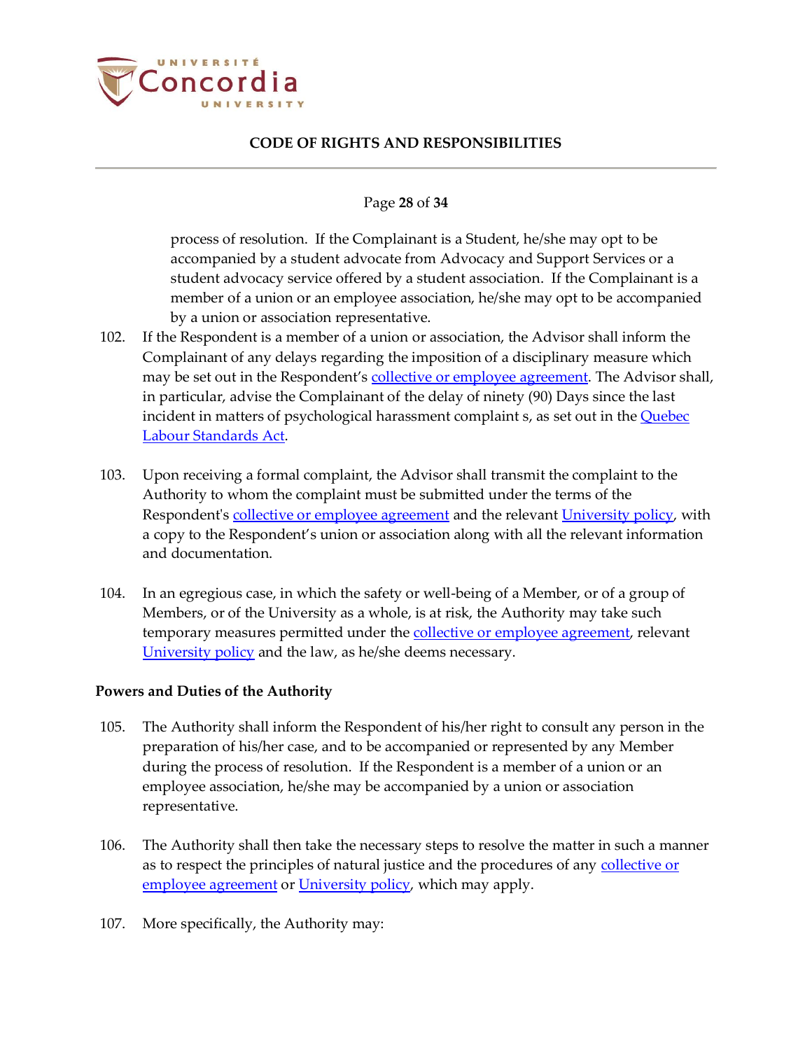process of resolution. If the Complainant is a Student, he/she may opt to be accompanied by a student advocate from Advocacy and Support Services or a student advocacy service offered by a student association. If the Complainant is a member of a union or an employee association, he/she may opt to be accompanied by a union or association representative.

102. If the Respondent is a member of a union or association, the Advisor shall inform the Complainant of any delays regarding the imposition of a disciplinary measure which may be set out in the Respondent's collective or employee agreement. The Advisor shall, in particular, advise the Complainant of the delay of ninety (90) Days since the last incident in matters of psychological harassment complaint s, as set out in the Quebec Labour Standards Act.

103. Upon receiving a formal complaint, the Advisor shall transmit the complaint to the Authority to whom the complaint must be submitted under the terms of the Respondent's collective or employee agreement and the relevant University policy, with a copy to the Respondent's union or association along with all the relevant information and documentation.

104. In an egregious case, in which the safety or well-being of a Member, or of a group of Members, or of the University as a whole, is at risk, the Authority may take such temporary measures permitted under the collective or employee agreement, relevant University policy and the law, as he/she deems necessary.

**Powers and Duties of the Authority**

105. The Authority shall inform the Respondent of his/her right to consult any person in the preparation of his/her case, and to be accompanied or represented by any Member during the process of resolution. If the Respondent is a member of a union or an employee association, he/she may be accompanied by a union or association representative.

106. The Authority shall then take the necessary steps to resolve the matter in such a manner as to respect the principles of natural justice and the procedures of any collective or employee agreement or University policy, which may apply.

107. More specifically, the Authority may: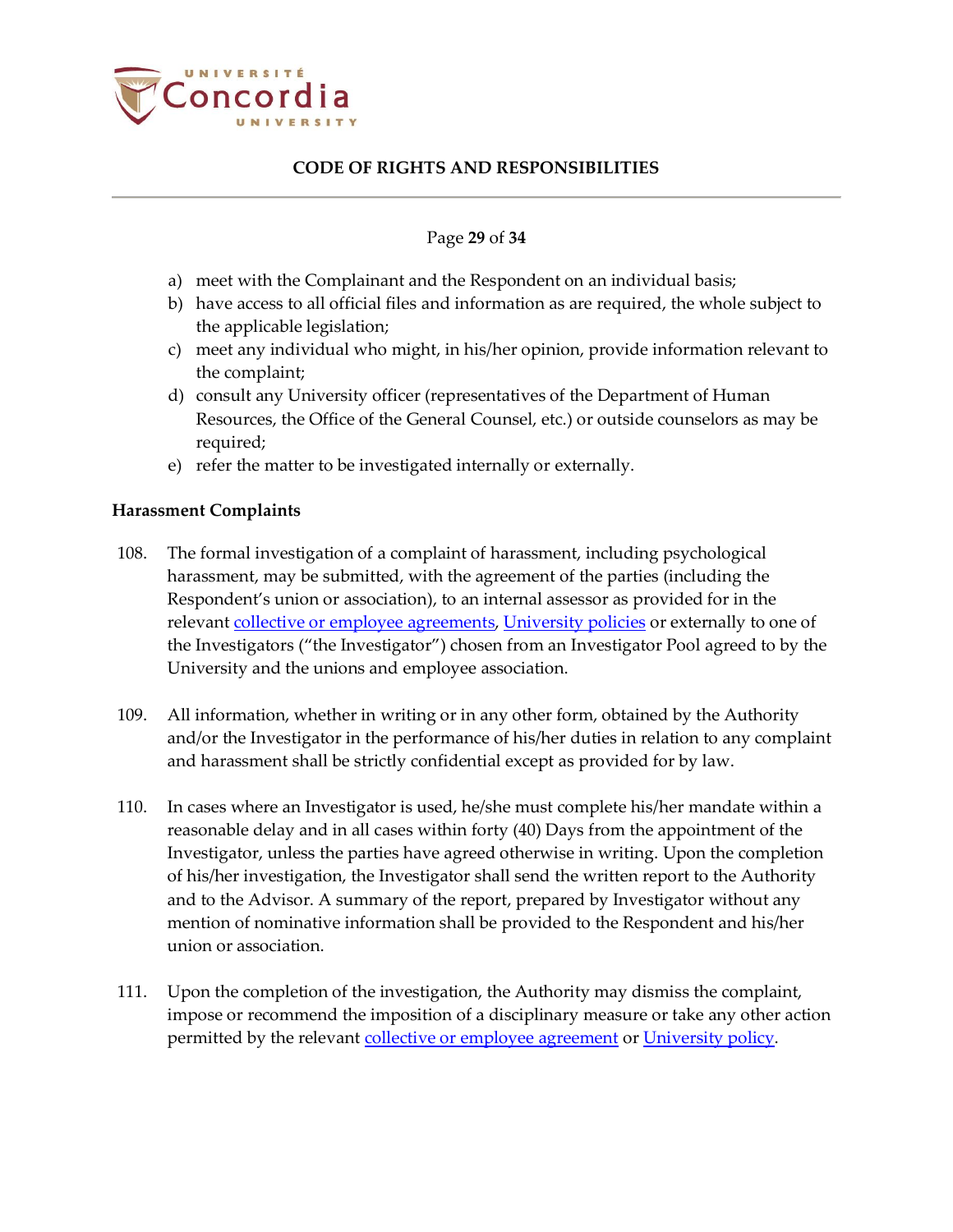a) meet with the Complainant and the Respondent on an individual basis;
b) have access to all official files and information as are required, the whole subject to the applicable legislation;
c) meet any individual who might, in his/her opinion, provide information relevant to the complaint;
d) consult any University officer (representatives of the Department of Human Resources, the Office of the General Counsel, etc.) or outside counselors as may be required;
e) refer the matter to be investigated internally or externally.

**Harassment Complaints**

108. The formal investigation of a complaint of harassment, including psychological harassment, may be submitted, with the agreement of the parties (including the Respondent's union or association), to an internal assessor as provided for in the relevant collective or employee agreements, University policies or externally to one of the Investigators ("the Investigator") chosen from an Investigator Pool agreed to by the University and the unions and employee association.

109. All information, whether in writing or in any other form, obtained by the Authority and/or the Investigator in the performance of his/her duties in relation to any complaint and harassment shall be strictly confidential except as provided for by law.

110. In cases where an Investigator is used, he/she must complete his/her mandate within a reasonable delay and in all cases within forty (40) Days from the appointment of the Investigator, unless the parties have agreed otherwise in writing. Upon the completion of his/her investigation, the Investigator shall send the written report to the Authority and to the Advisor. A summary of the report, prepared by Investigator without any mention of nominative information shall be provided to the Respondent and his/her union or association.

111. Upon the completion of the investigation, the Authority may dismiss the complaint, impose or recommend the imposition of a disciplinary measure or take any other action permitted by the relevant collective or employee agreement or University policy.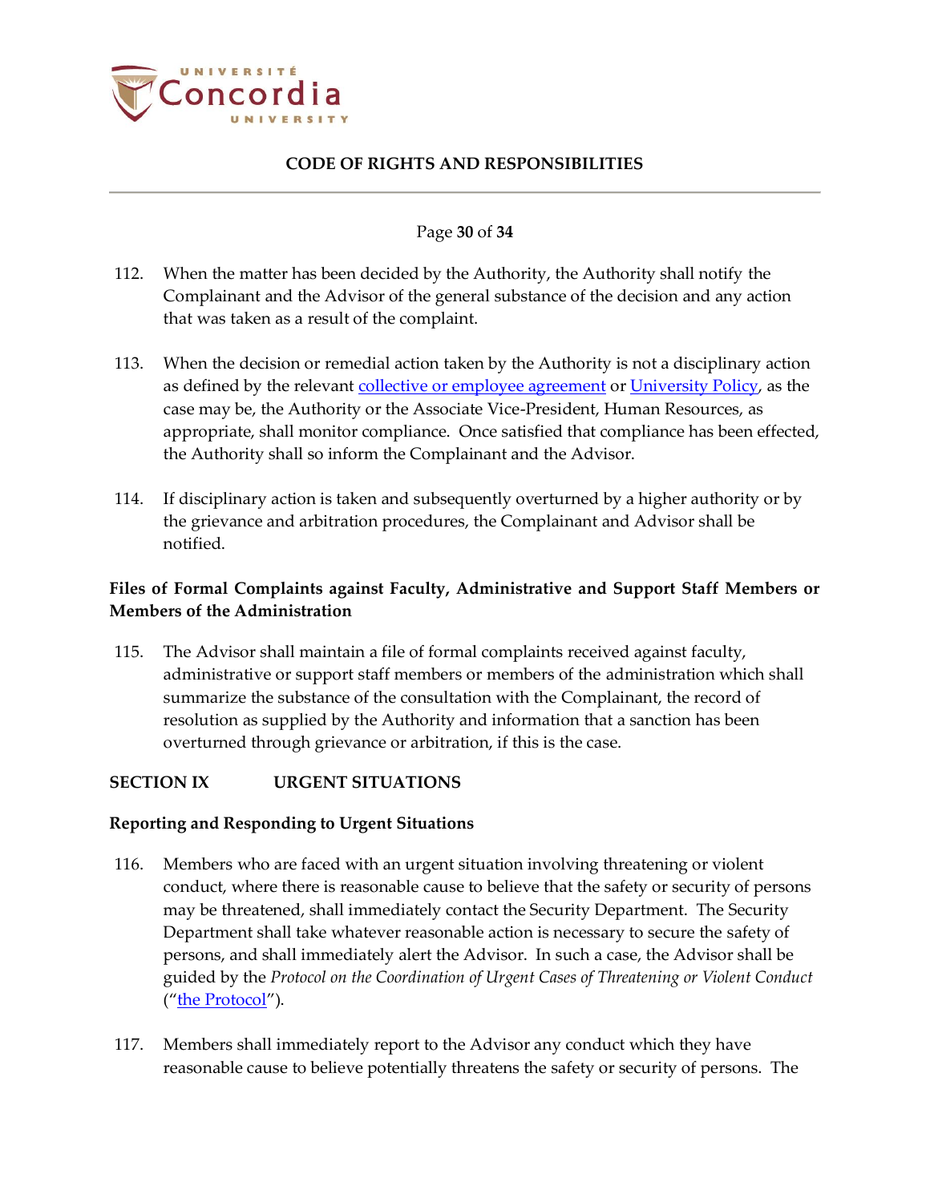112. When the matter has been decided by the Authority, the Authority shall notify the Complainant and the Advisor of the general substance of the decision and any action that was taken as a result of the complaint.

113. When the decision or remedial action taken by the Authority is not a disciplinary action as defined by the relevant collective or employee agreement or University Policy, as the case may be, the Authority or the Associate Vice-President, Human Resources, as appropriate, shall monitor compliance. Once satisfied that compliance has been effected, the Authority shall so inform the Complainant and the Advisor.

114. If disciplinary action is taken and subsequently overturned by a higher authority or by the grievance and arbitration procedures, the Complainant and Advisor shall be notified.

**Files of Formal Complaints against Faculty, Administrative and Support Staff Members or Members of the Administration**

115. The Advisor shall maintain a file of formal complaints received against faculty, administrative or support staff members or members of the administration which shall summarize the substance of the consultation with the Complainant, the record of resolution as supplied by the Authority and information that a sanction has been overturned through grievance or arbitration, if this is the case.

## SECTION IX URGENT SITUATIONS

**Reporting and Responding to Urgent Situations**

116. Members who are faced with an urgent situation involving threatening or violent conduct, where there is reasonable cause to believe that the safety or security of persons may be threatened, shall immediately contact the Security Department. The Security Department shall take whatever reasonable action is necessary to secure the safety of persons, and shall immediately alert the Advisor. In such a case, the Advisor shall be guided by the *Protocol on the Coordination of Urgent Cases of Threatening or Violent Conduct* ("the Protocol").

117. Members shall immediately report to the Advisor any conduct which they have reasonable cause to believe potentially threatens the safety or security of persons. The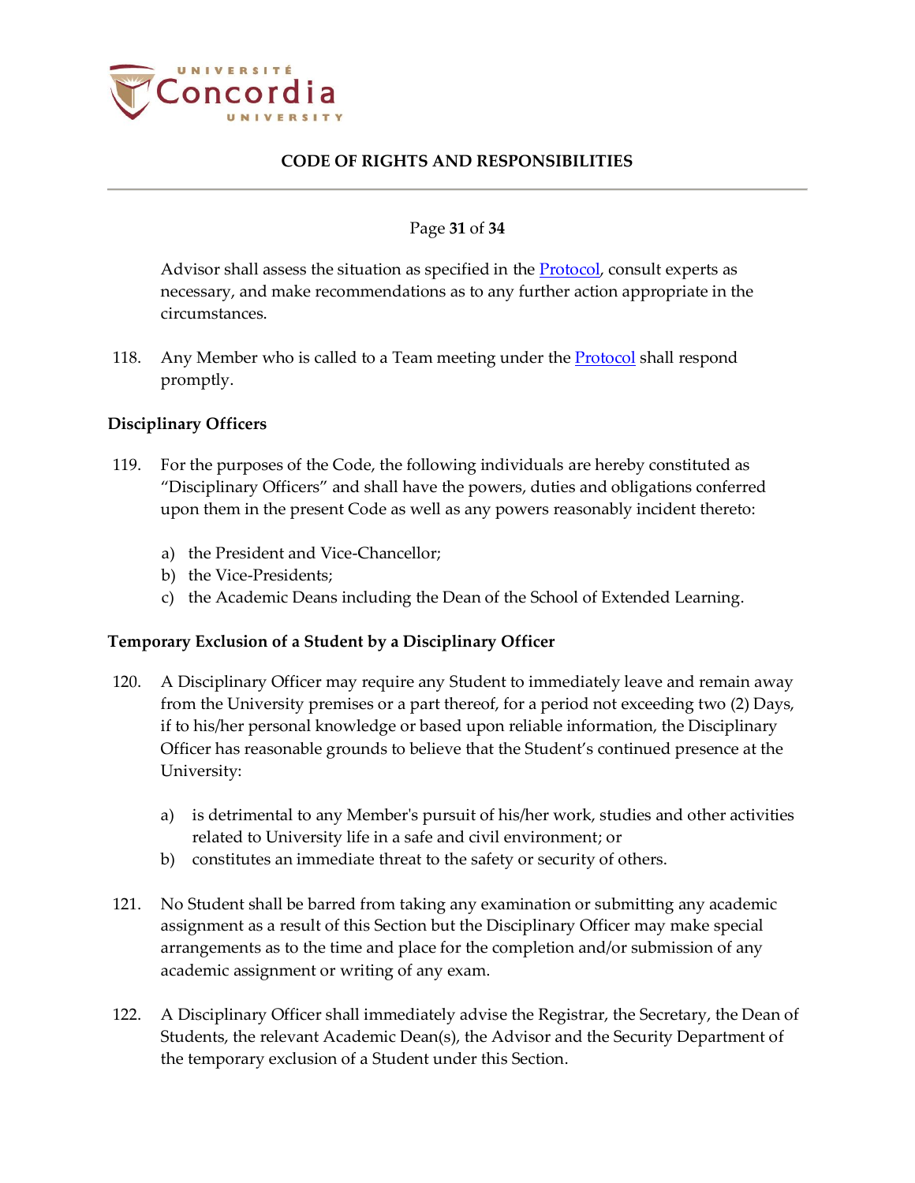Advisor shall assess the situation as specified in the Protocol, consult experts as necessary, and make recommendations as to any further action appropriate in the circumstances.

118. Any Member who is called to a Team meeting under the Protocol shall respond promptly.

### Disciplinary Officers

119. For the purposes of the Code, the following individuals are hereby constituted as "Disciplinary Officers" and shall have the powers, duties and obligations conferred upon them in the present Code as well as any powers reasonably incident thereto:

   a) the President and Vice-Chancellor;
   b) the Vice-Presidents;
   c) the Academic Deans including the Dean of the School of Extended Learning.

### Temporary Exclusion of a Student by a Disciplinary Officer

120. A Disciplinary Officer may require any Student to immediately leave and remain away from the University premises or a part thereof, for a period not exceeding two (2) Days, if to his/her personal knowledge or based upon reliable information, the Disciplinary Officer has reasonable grounds to believe that the Student's continued presence at the University:

   a) is detrimental to any Member's pursuit of his/her work, studies and other activities related to University life in a safe and civil environment; or
   b) constitutes an immediate threat to the safety or security of others.

121. No Student shall be barred from taking any examination or submitting any academic assignment as a result of this Section but the Disciplinary Officer may make special arrangements as to the time and place for the completion and/or submission of any academic assignment or writing of any exam.

122. A Disciplinary Officer shall immediately advise the Registrar, the Secretary, the Dean of Students, the relevant Academic Dean(s), the Advisor and the Security Department of the temporary exclusion of a Student under this Section.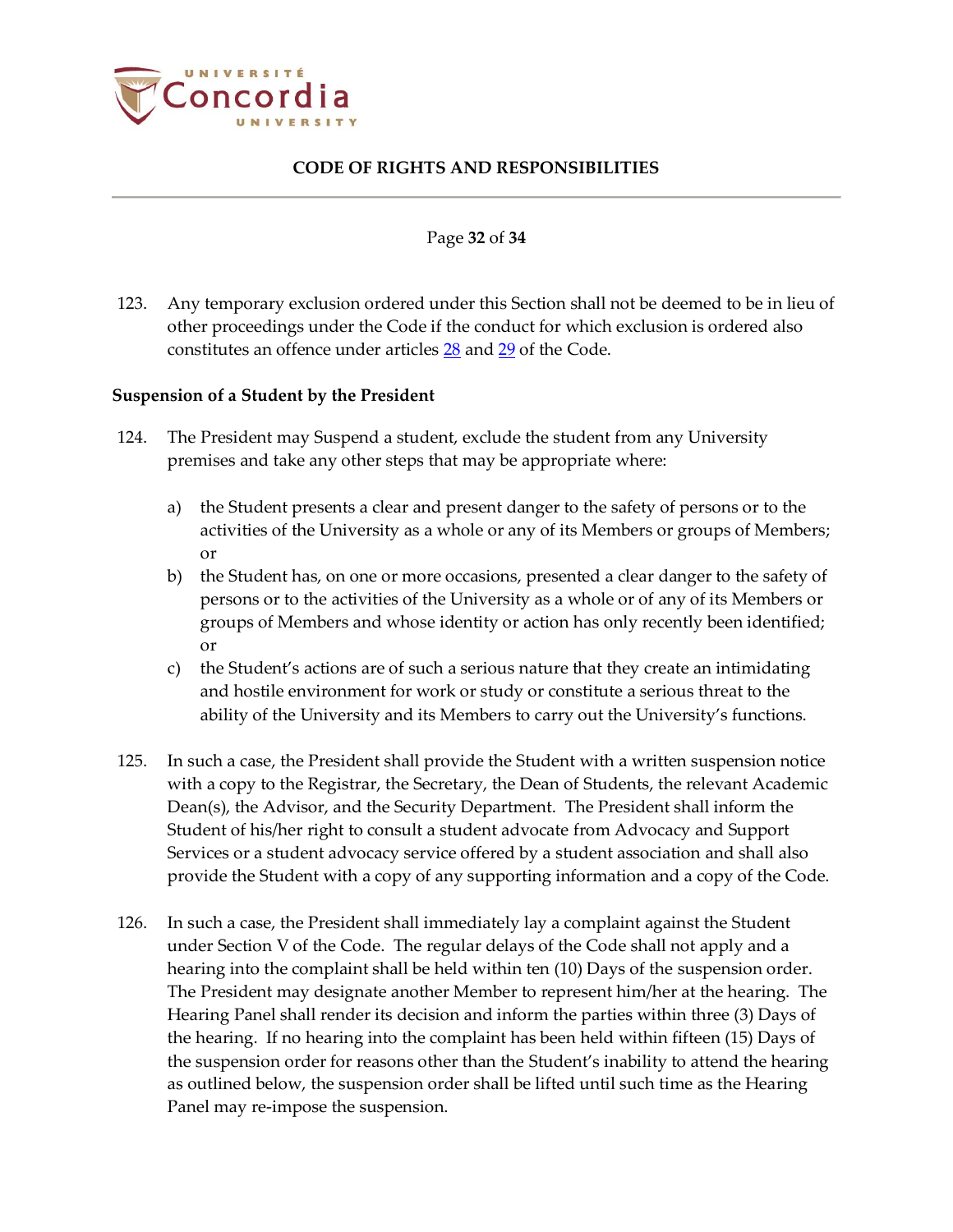123. Any temporary exclusion ordered under this Section shall not be deemed to be in lieu of other proceedings under the Code if the conduct for which exclusion is ordered also constitutes an offence under articles 28 and 29 of the Code.

**Suspension of a Student by the President**

124. The President may Suspend a student, exclude the student from any University premises and take any other steps that may be appropriate where:

   a) the Student presents a clear and present danger to the safety of persons or to the activities of the University as a whole or any of its Members or groups of Members; or
   b) the Student has, on one or more occasions, presented a clear danger to the safety of persons or to the activities of the University as a whole or of any of its Members or groups of Members and whose identity or action has only recently been identified; or
   c) the Student's actions are of such a serious nature that they create an intimidating and hostile environment for work or study or constitute a serious threat to the ability of the University and its Members to carry out the University's functions.

125. In such a case, the President shall provide the Student with a written suspension notice with a copy to the Registrar, the Secretary, the Dean of Students, the relevant Academic Dean(s), the Advisor, and the Security Department. The President shall inform the Student of his/her right to consult a student advocate from Advocacy and Support Services or a student advocacy service offered by a student association and shall also provide the Student with a copy of any supporting information and a copy of the Code.

126. In such a case, the President shall immediately lay a complaint against the Student under Section V of the Code. The regular delays of the Code shall not apply and a hearing into the complaint shall be held within ten (10) Days of the suspension order. The President may designate another Member to represent him/her at the hearing. The Hearing Panel shall render its decision and inform the parties within three (3) Days of the hearing. If no hearing into the complaint has been held within fifteen (15) Days of the suspension order for reasons other than the Student's inability to attend the hearing as outlined below, the suspension order shall be lifted until such time as the Hearing Panel may re-impose the suspension.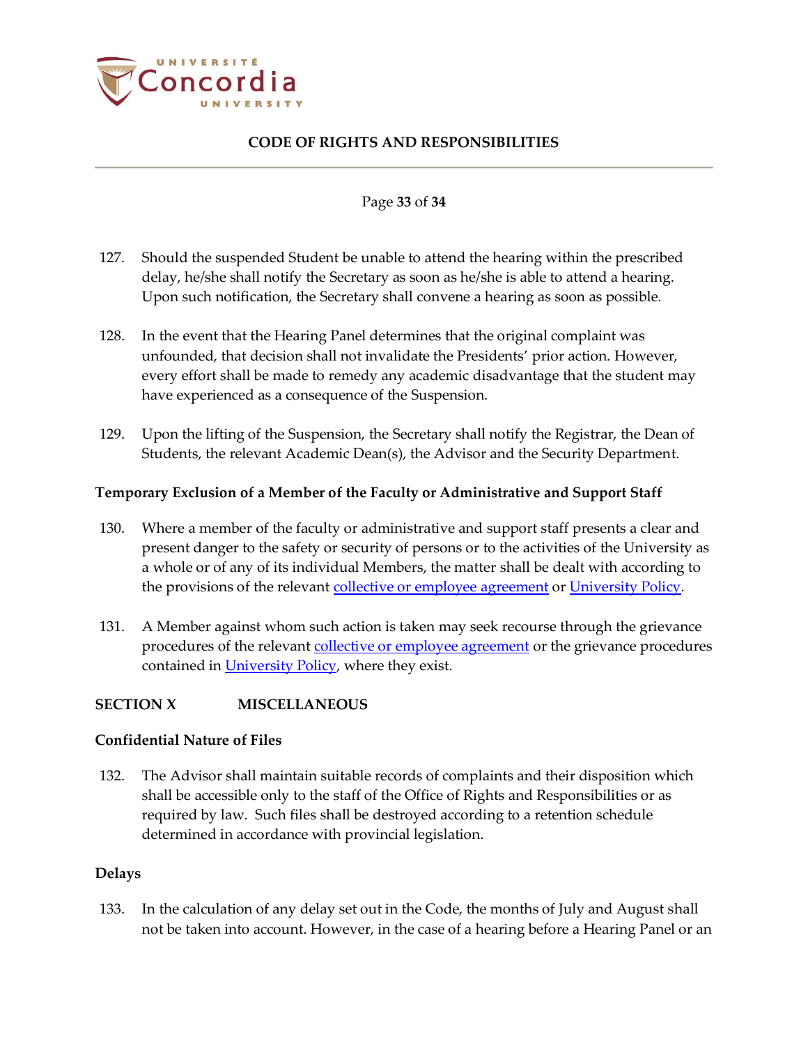127. Should the suspended Student be unable to attend the hearing within the prescribed delay, he/she shall notify the Secretary as soon as he/she is able to attend a hearing. Upon such notification, the Secretary shall convene a hearing as soon as possible.

128. In the event that the Hearing Panel determines that the original complaint was unfounded, that decision shall not invalidate the Presidents' prior action. However, every effort shall be made to remedy any academic disadvantage that the student may have experienced as a consequence of the Suspension.

129. Upon the lifting of the Suspension, the Secretary shall notify the Registrar, the Dean of Students, the relevant Academic Dean(s), the Advisor and the Security Department.

### Temporary Exclusion of a Member of the Faculty or Administrative and Support Staff

130. Where a member of the faculty or administrative and support staff presents a clear and present danger to the safety or security of persons or to the activities of the University as a whole or of any of its individual Members, the matter shall be dealt with according to the provisions of the relevant collective or employee agreement or University Policy.

131. A Member against whom such action is taken may seek recourse through the grievance procedures of the relevant collective or employee agreement or the grievance procedures contained in University Policy, where they exist.

## SECTION X MISCELLANEOUS

### Confidential Nature of Files

132. The Advisor shall maintain suitable records of complaints and their disposition which shall be accessible only to the staff of the Office of Rights and Responsibilities or as required by law. Such files shall be destroyed according to a retention schedule determined in accordance with provincial legislation.

### Delays

133. In the calculation of any delay set out in the Code, the months of July and August shall not be taken into account. However, in the case of a hearing before a Hearing Panel or an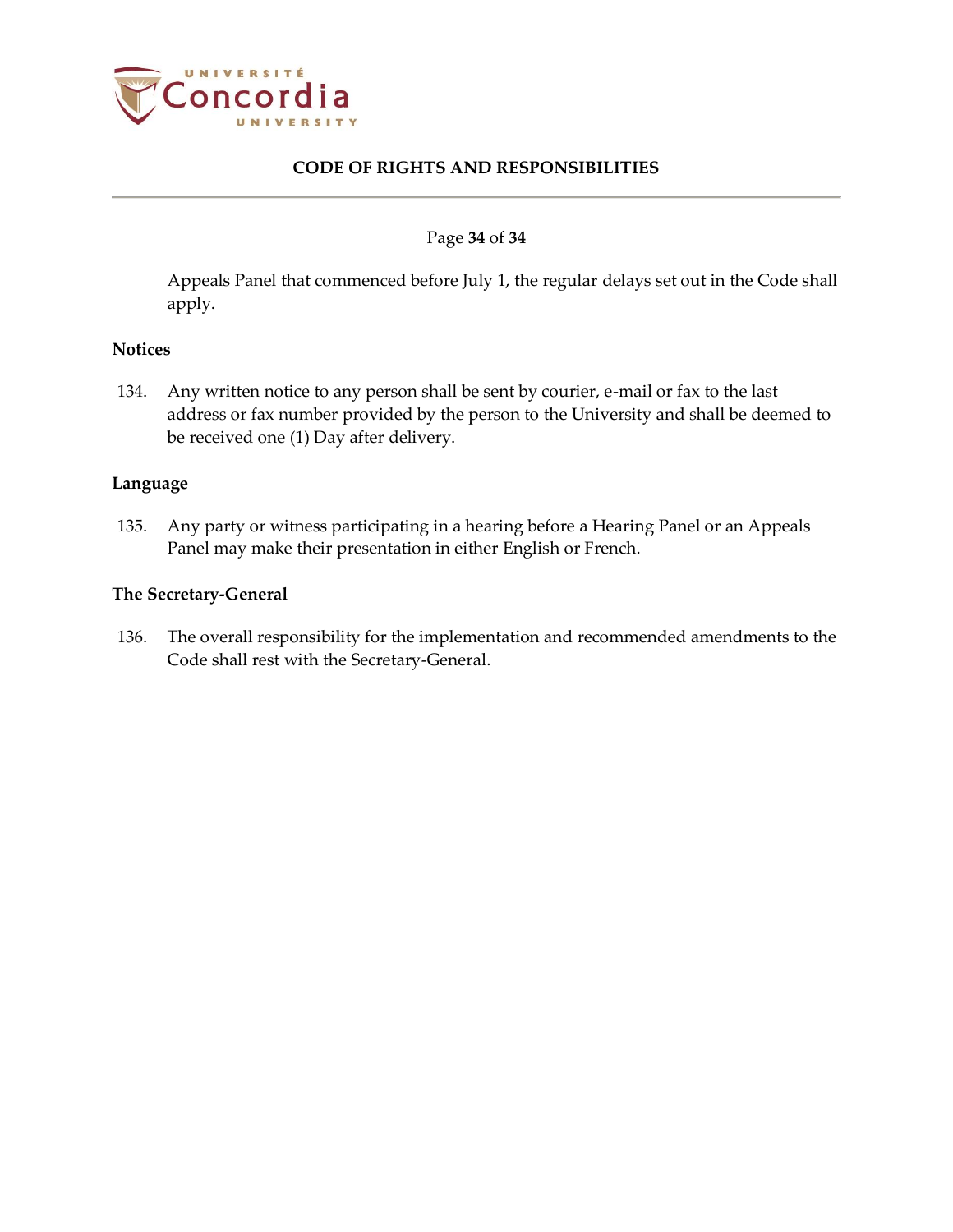Appeals Panel that commenced before July 1, the regular delays set out in the Code shall apply.

**Notices**

134. Any written notice to any person shall be sent by courier, e-mail or fax to the last address or fax number provided by the person to the University and shall be deemed to be received one (1) Day after delivery.

**Language**

135. Any party or witness participating in a hearing before a Hearing Panel or an Appeals Panel may make their presentation in either English or French.

**The Secretary-General**

136. The overall responsibility for the implementation and recommended amendments to the Code shall rest with the Secretary-General.